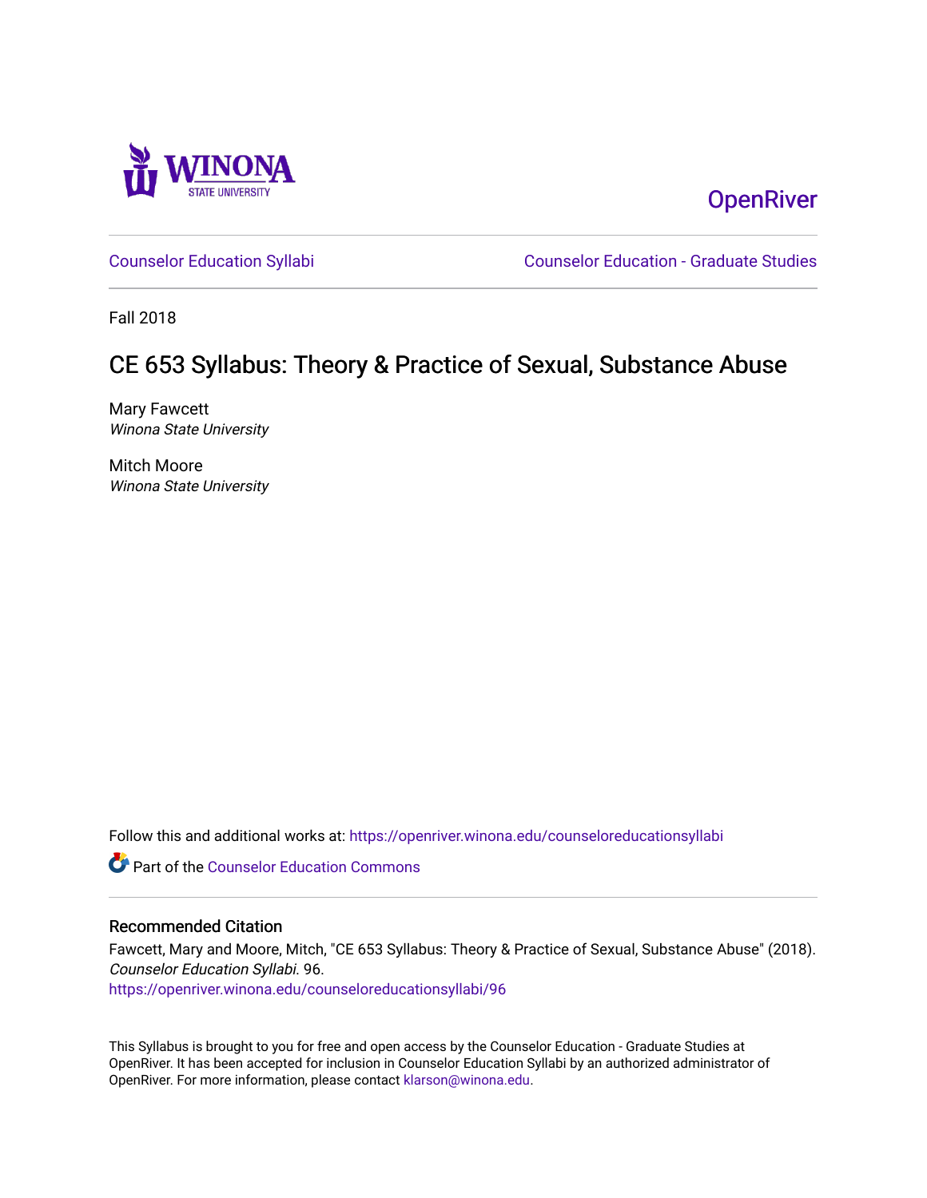Winona State University

OpenRiver

Counselor Education Syllabi | Counselor Education - Graduate Studies

Fall 2018

# CE 653 Syllabus: Theory & Practice of Sexual, Substance Abuse

Mary Fawcett
*Winona State University*

Mitch Moore
*Winona State University*

Follow this and additional works at: https://openriver.winona.edu/counseloreducationsyllabi

Part of the Counselor Education Commons

## Recommended Citation

Fawcett, Mary and Moore, Mitch, "CE 653 Syllabus: Theory & Practice of Sexual, Substance Abuse" (2018). *Counselor Education Syllabi*. 96.
https://openriver.winona.edu/counseloreducationsyllabi/96

This Syllabus is brought to you for free and open access by the Counselor Education - Graduate Studies at OpenRiver. It has been accepted for inclusion in Counselor Education Syllabi by an authorized administrator of OpenRiver. For more information, please contact klarson@winona.edu.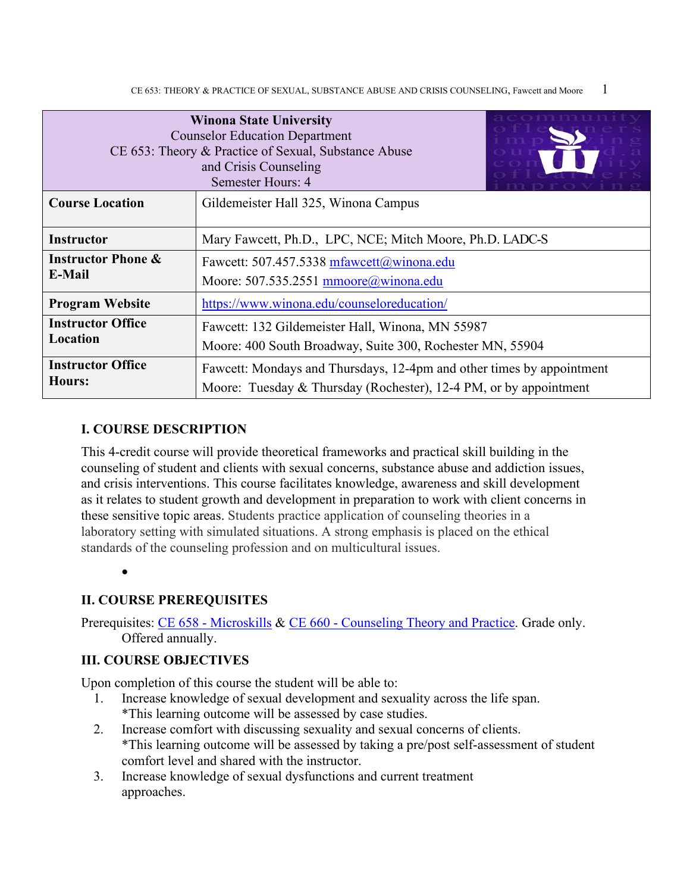| Winona State University<br>Counselor Education Department<br>CE 653: Theory & Practice of Sexual, Substance Abuse and Crisis Counseling<br>Semester Hours: 4 | |
|---|---|
| **Course Location** | Gildemeister Hall 325, Winona Campus |
| **Instructor** | Mary Fawcett, Ph.D., LPC, NCE; Mitch Moore, Ph.D. LADC-S |
| **Instructor Phone & E-Mail** | Fawcett: 507.457.5338 mfawcett@winona.edu<br>Moore: 507.535.2551 mmoore@winona.edu |
| **Program Website** | https://www.winona.edu/counseloreducation/ |
| **Instructor Office Location** | Fawcett: 132 Gildemeister Hall, Winona, MN 55987<br>Moore: 400 South Broadway, Suite 300, Rochester MN, 55904 |
| **Instructor Office Hours:** | Fawcett: Mondays and Thursdays, 12-4pm and other times by appointment<br>Moore: Tuesday & Thursday (Rochester), 12-4 PM, or by appointment |

## I. COURSE DESCRIPTION

This 4-credit course will provide theoretical frameworks and practical skill building in the counseling of student and clients with sexual concerns, substance abuse and addiction issues, and crisis interventions. This course facilitates knowledge, awareness and skill development as it relates to student growth and development in preparation to work with client concerns in these sensitive topic areas. Students practice application of counseling theories in a laboratory setting with simulated situations. A strong emphasis is placed on the ethical standards of the counseling profession and on multicultural issues.

•

## II. COURSE PREREQUISITES

Prerequisites: CE 658 - Microskills & CE 660 - Counseling Theory and Practice. Grade only. Offered annually.

## III. COURSE OBJECTIVES

Upon completion of this course the student will be able to:

1. Increase knowledge of sexual development and sexuality across the life span.
   *This learning outcome will be assessed by case studies.
2. Increase comfort with discussing sexuality and sexual concerns of clients.
   *This learning outcome will be assessed by taking a pre/post self-assessment of student comfort level and shared with the instructor.
3. Increase knowledge of sexual dysfunctions and current treatment approaches.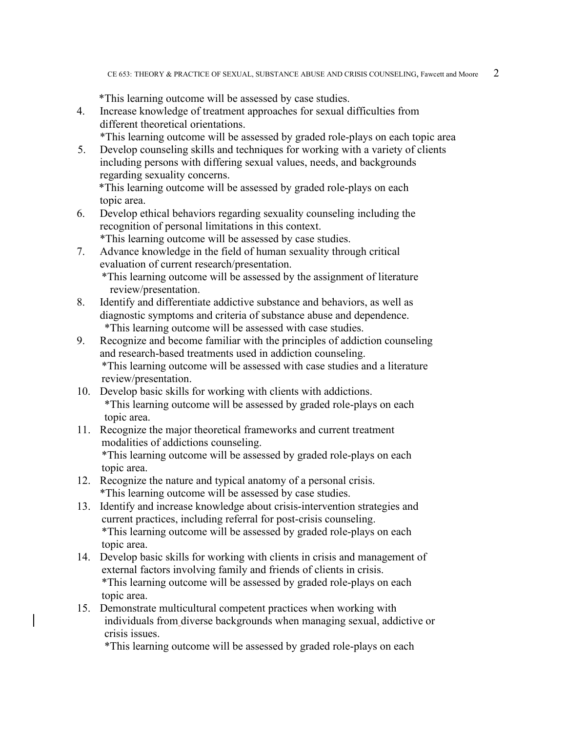*This learning outcome will be assessed by case studies.

4. Increase knowledge of treatment approaches for sexual difficulties from different theoretical orientations.
   *This learning outcome will be assessed by graded role-plays on each topic area
5. Develop counseling skills and techniques for working with a variety of clients including persons with differing sexual values, needs, and backgrounds regarding sexuality concerns.
   *This learning outcome will be assessed by graded role-plays on each topic area.
6. Develop ethical behaviors regarding sexuality counseling including the recognition of personal limitations in this context.
   *This learning outcome will be assessed by case studies.
7. Advance knowledge in the field of human sexuality through critical evaluation of current research/presentation.
   *This learning outcome will be assessed by the assignment of literature review/presentation.
8. Identify and differentiate addictive substance and behaviors, as well as diagnostic symptoms and criteria of substance abuse and dependence.
   *This learning outcome will be assessed with case studies.
9. Recognize and become familiar with the principles of addiction counseling and research-based treatments used in addiction counseling.
   *This learning outcome will be assessed with case studies and a literature review/presentation.
10. Develop basic skills for working with clients with addictions.
    *This learning outcome will be assessed by graded role-plays on each topic area.
11. Recognize the major theoretical frameworks and current treatment modalities of addictions counseling.
    *This learning outcome will be assessed by graded role-plays on each topic area.
12. Recognize the nature and typical anatomy of a personal crisis.
    *This learning outcome will be assessed by case studies.
13. Identify and increase knowledge about crisis-intervention strategies and current practices, including referral for post-crisis counseling.
    *This learning outcome will be assessed by graded role-plays on each topic area.
14. Develop basic skills for working with clients in crisis and management of external factors involving family and friends of clients in crisis.
    *This learning outcome will be assessed by graded role-plays on each topic area.
15. Demonstrate multicultural competent practices when working with individuals from diverse backgrounds when managing sexual, addictive or crisis issues.
    *This learning outcome will be assessed by graded role-plays on each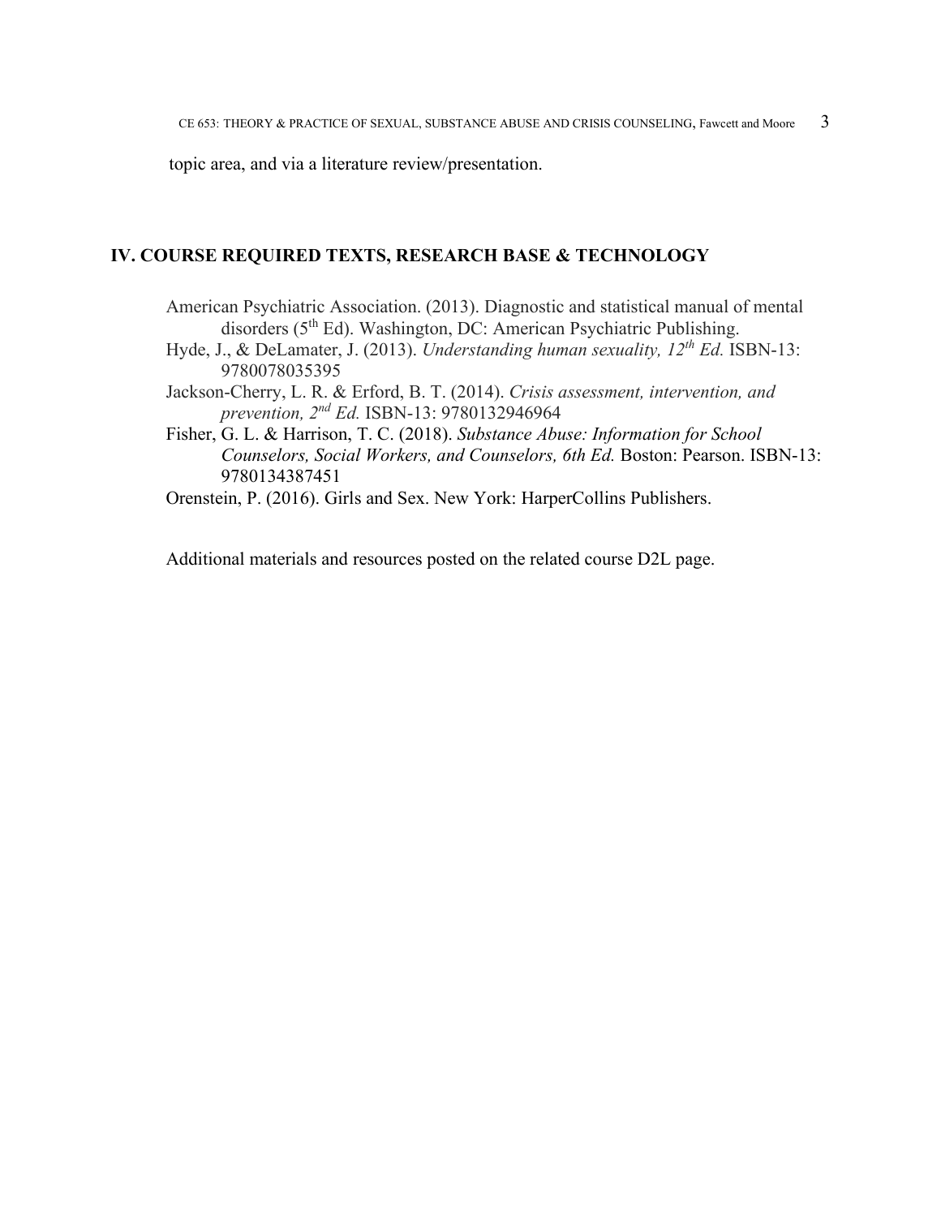topic area, and via a literature review/presentation.

## IV. COURSE REQUIRED TEXTS, RESEARCH BASE & TECHNOLOGY

American Psychiatric Association. (2013). Diagnostic and statistical manual of mental disorders (5th Ed). Washington, DC: American Psychiatric Publishing.

Hyde, J., & DeLamater, J. (2013). *Understanding human sexuality, 12th Ed.* ISBN-13: 9780078035395

Jackson-Cherry, L. R. & Erford, B. T. (2014). *Crisis assessment, intervention, and prevention, 2nd Ed.* ISBN-13: 9780132946964

Fisher, G. L. & Harrison, T. C. (2018). *Substance Abuse: Information for School Counselors, Social Workers, and Counselors, 6th Ed.* Boston: Pearson. ISBN-13: 9780134387451

Orenstein, P. (2016). Girls and Sex. New York: HarperCollins Publishers.

Additional materials and resources posted on the related course D2L page.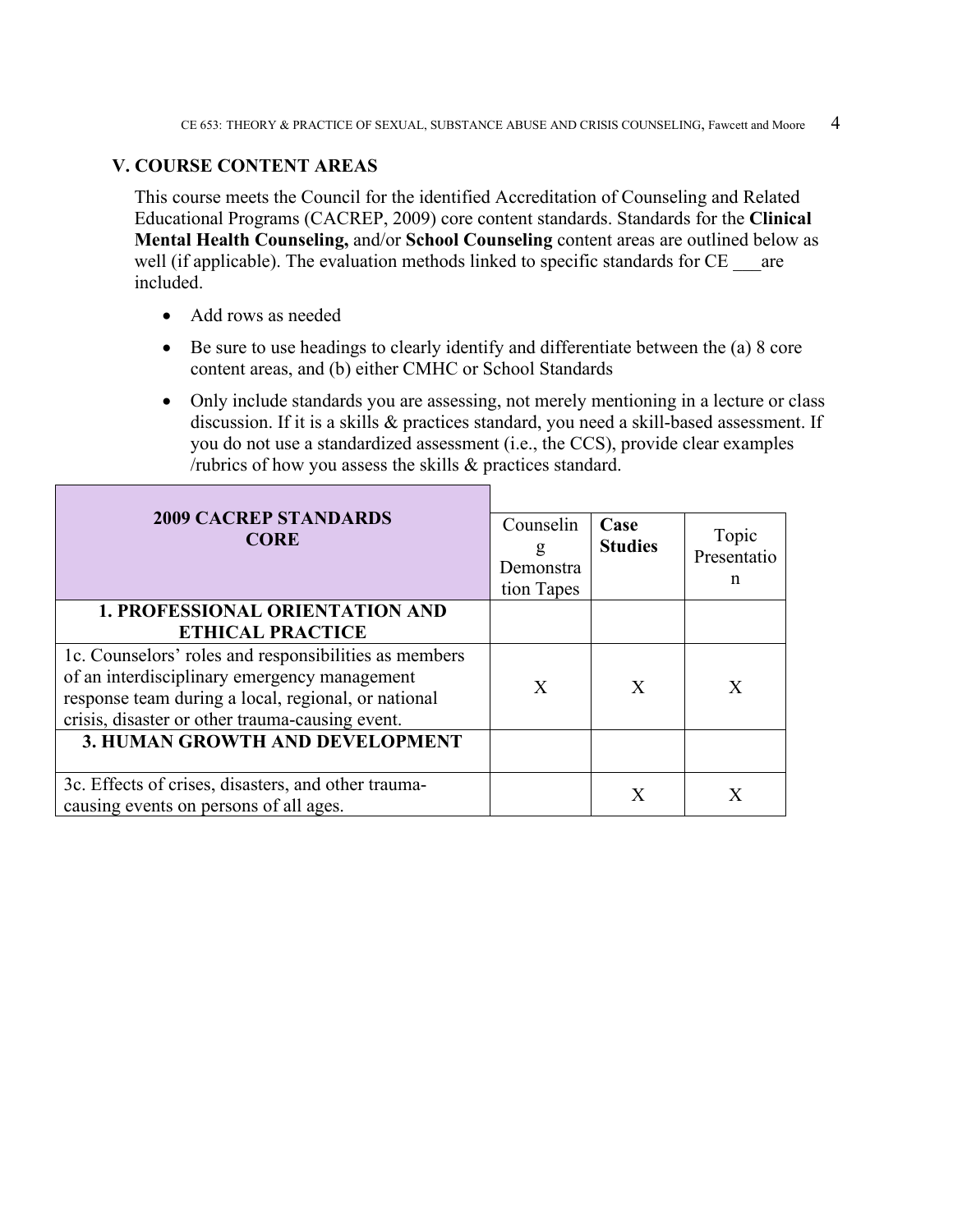## V. COURSE CONTENT AREAS

This course meets the Council for the identified Accreditation of Counseling and Related Educational Programs (CACREP, 2009) core content standards. Standards for the **Clinical Mental Health Counseling,** and/or **School Counseling** content areas are outlined below as well (if applicable). The evaluation methods linked to specific standards for CE ___are included.

- Add rows as needed
- Be sure to use headings to clearly identify and differentiate between the (a) 8 core content areas, and (b) either CMHC or School Standards
- Only include standards you are assessing, not merely mentioning in a lecture or class discussion. If it is a skills & practices standard, you need a skill-based assessment. If you do not use a standardized assessment (i.e., the CCS), provide clear examples /rubrics of how you assess the skills & practices standard.

| **2009 CACREP STANDARDS CORE** | Counseling Demonstration Tapes | **Case Studies** | Topic Presentation |
|---|---|---|---|
| **1. PROFESSIONAL ORIENTATION AND ETHICAL PRACTICE** | | | |
| 1c. Counselors' roles and responsibilities as members of an interdisciplinary emergency management response team during a local, regional, or national crisis, disaster or other trauma-causing event. | X | X | X |
| **3. HUMAN GROWTH AND DEVELOPMENT** | | | |
| 3c. Effects of crises, disasters, and other trauma-causing events on persons of all ages. | | X | X |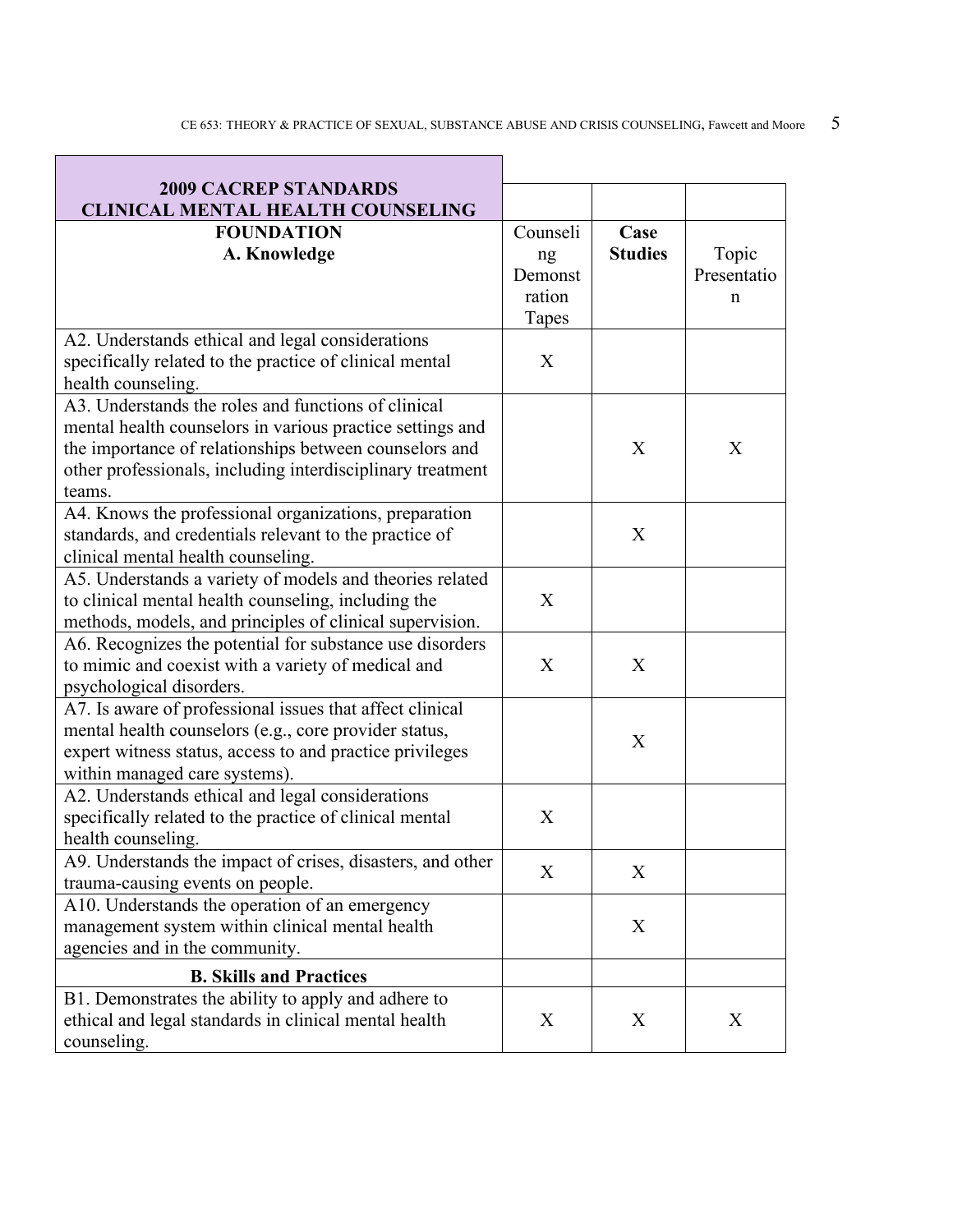| 2009 CACREP STANDARDS CLINICAL MENTAL HEALTH COUNSELING | | | |
|---|---|---|---|
| **FOUNDATION A. Knowledge** | Counseling Demonstration Tapes | **Case Studies** | Topic Presentation |
| A2. Understands ethical and legal considerations specifically related to the practice of clinical mental health counseling. | X | | |
| A3. Understands the roles and functions of clinical mental health counselors in various practice settings and the importance of relationships between counselors and other professionals, including interdisciplinary treatment teams. | | X | X |
| A4. Knows the professional organizations, preparation standards, and credentials relevant to the practice of clinical mental health counseling. | | X | |
| A5. Understands a variety of models and theories related to clinical mental health counseling, including the methods, models, and principles of clinical supervision. | X | | |
| A6. Recognizes the potential for substance use disorders to mimic and coexist with a variety of medical and psychological disorders. | X | X | |
| A7. Is aware of professional issues that affect clinical mental health counselors (e.g., core provider status, expert witness status, access to and practice privileges within managed care systems). | | X | |
| A2. Understands ethical and legal considerations specifically related to the practice of clinical mental health counseling. | X | | |
| A9. Understands the impact of crises, disasters, and other trauma-causing events on people. | X | X | |
| A10. Understands the operation of an emergency management system within clinical mental health agencies and in the community. | | X | |
| **B. Skills and Practices** | | | |
| B1. Demonstrates the ability to apply and adhere to ethical and legal standards in clinical mental health counseling. | X | X | X |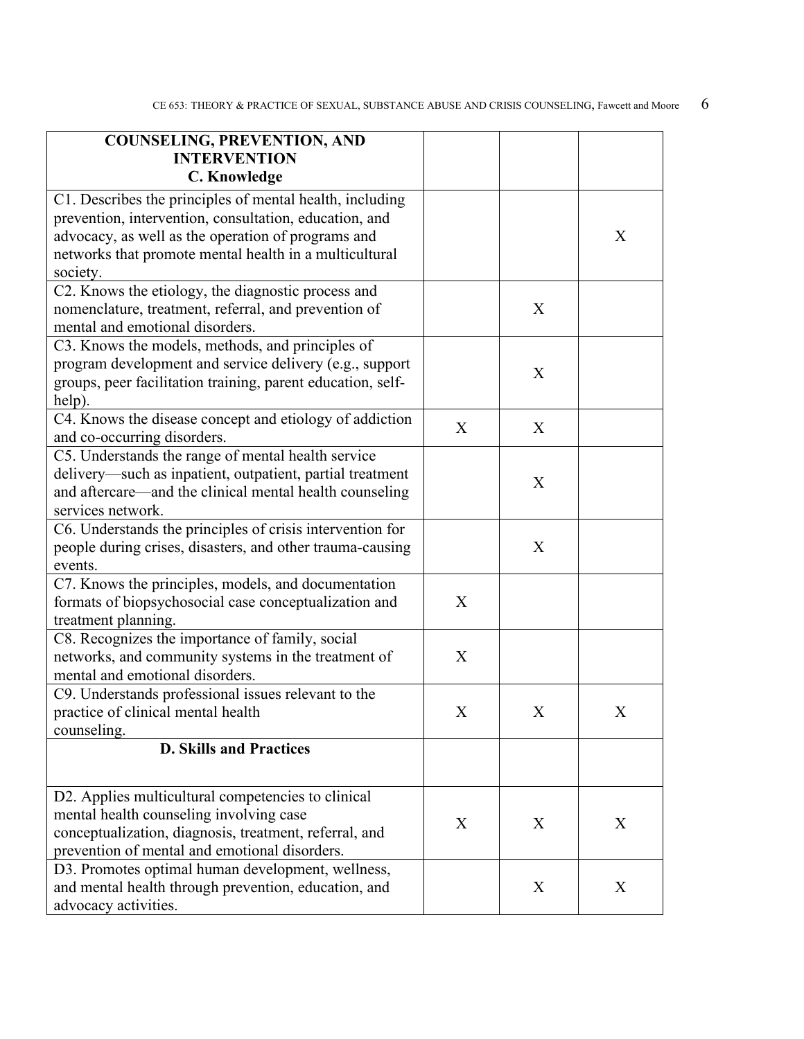| COUNSELING, PREVENTION, AND INTERVENTION<br>**C. Knowledge** | | | |
|---|---|---|---|
| C1. Describes the principles of mental health, including prevention, intervention, consultation, education, and advocacy, as well as the operation of programs and networks that promote mental health in a multicultural society. | | | X |
| C2. Knows the etiology, the diagnostic process and nomenclature, treatment, referral, and prevention of mental and emotional disorders. | | X | |
| C3. Knows the models, methods, and principles of program development and service delivery (e.g., support groups, peer facilitation training, parent education, self-help). | | X | |
| C4. Knows the disease concept and etiology of addiction and co-occurring disorders. | X | X | |
| C5. Understands the range of mental health service delivery—such as inpatient, outpatient, partial treatment and aftercare—and the clinical mental health counseling services network. | | X | |
| C6. Understands the principles of crisis intervention for people during crises, disasters, and other trauma-causing events. | | X | |
| C7. Knows the principles, models, and documentation formats of biopsychosocial case conceptualization and treatment planning. | X | | |
| C8. Recognizes the importance of family, social networks, and community systems in the treatment of mental and emotional disorders. | X | | |
| C9. Understands professional issues relevant to the practice of clinical mental health counseling. | X | X | X |
| **D. Skills and Practices** | | | |
| D2. Applies multicultural competencies to clinical mental health counseling involving case conceptualization, diagnosis, treatment, referral, and prevention of mental and emotional disorders. | X | X | X |
| D3. Promotes optimal human development, wellness, and mental health through prevention, education, and advocacy activities. | | X | X |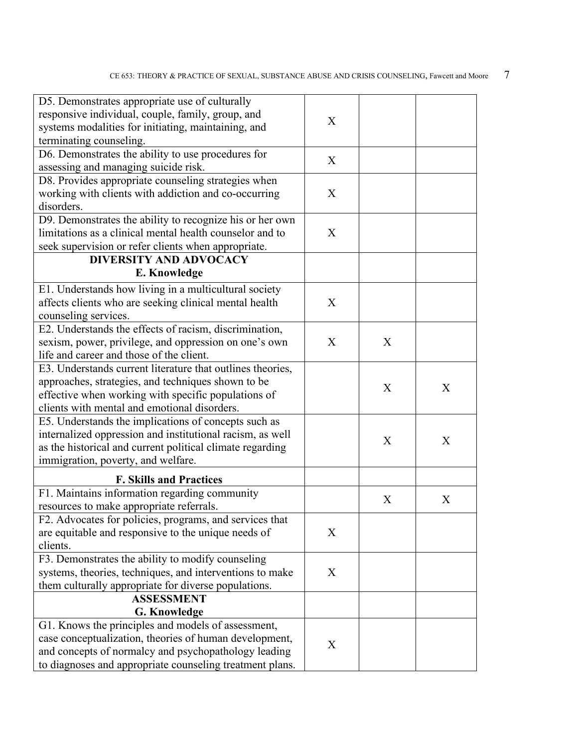| | | | |
|---|---|---|---|
| D5. Demonstrates appropriate use of culturally responsive individual, couple, family, group, and systems modalities for initiating, maintaining, and terminating counseling. | X | | |
| D6. Demonstrates the ability to use procedures for assessing and managing suicide risk. | X | | |
| D8. Provides appropriate counseling strategies when working with clients with addiction and co-occurring disorders. | X | | |
| D9. Demonstrates the ability to recognize his or her own limitations as a clinical mental health counselor and to seek supervision or refer clients when appropriate. | X | | |
| **DIVERSITY AND ADVOCACY**<br>**E. Knowledge** | | | |
| E1. Understands how living in a multicultural society affects clients who are seeking clinical mental health counseling services. | X | | |
| E2. Understands the effects of racism, discrimination, sexism, power, privilege, and oppression on one's own life and career and those of the client. | X | X | |
| E3. Understands current literature that outlines theories, approaches, strategies, and techniques shown to be effective when working with specific populations of clients with mental and emotional disorders. | | X | X |
| E5. Understands the implications of concepts such as internalized oppression and institutional racism, as well as the historical and current political climate regarding immigration, poverty, and welfare. | | X | X |
| **F. Skills and Practices** | | | |
| F1. Maintains information regarding community resources to make appropriate referrals. | | X | X |
| F2. Advocates for policies, programs, and services that are equitable and responsive to the unique needs of clients. | X | | |
| F3. Demonstrates the ability to modify counseling systems, theories, techniques, and interventions to make them culturally appropriate for diverse populations. | X | | |
| **ASSESSMENT**<br>**G. Knowledge** | | | |
| G1. Knows the principles and models of assessment, case conceptualization, theories of human development, and concepts of normalcy and psychopathology leading to diagnoses and appropriate counseling treatment plans. | X | | |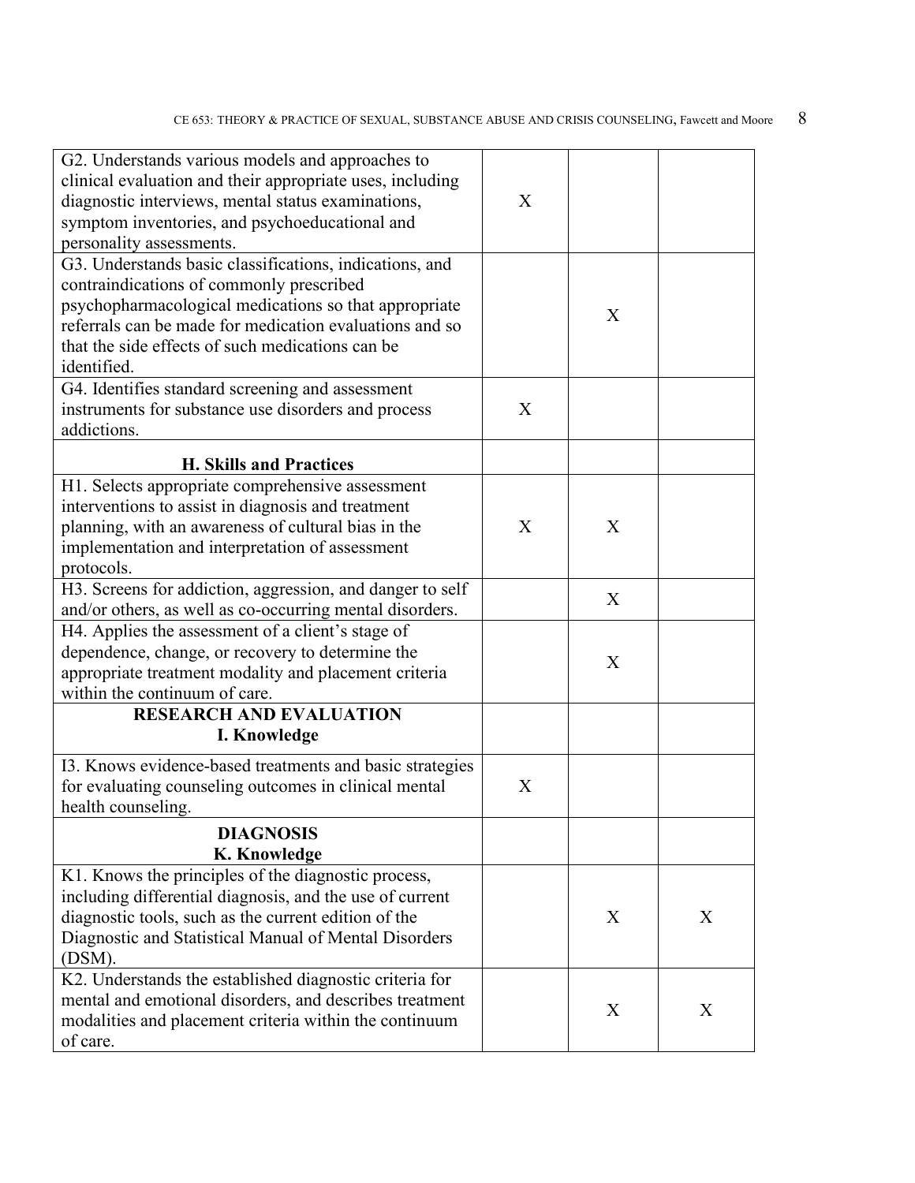| | | | |
|---|---|---|---|
| G2. Understands various models and approaches to clinical evaluation and their appropriate uses, including diagnostic interviews, mental status examinations, symptom inventories, and psychoeducational and personality assessments. | X | | |
| G3. Understands basic classifications, indications, and contraindications of commonly prescribed psychopharmacological medications so that appropriate referrals can be made for medication evaluations and so that the side effects of such medications can be identified. | | X | |
| G4. Identifies standard screening and assessment instruments for substance use disorders and process addictions. | X | | |
| **H. Skills and Practices** | | | |
| H1. Selects appropriate comprehensive assessment interventions to assist in diagnosis and treatment planning, with an awareness of cultural bias in the implementation and interpretation of assessment protocols. | X | X | |
| H3. Screens for addiction, aggression, and danger to self and/or others, as well as co-occurring mental disorders. | | X | |
| H4. Applies the assessment of a client's stage of dependence, change, or recovery to determine the appropriate treatment modality and placement criteria within the continuum of care. | | X | |
| **RESEARCH AND EVALUATION**<br>**I. Knowledge** | | | |
| I3. Knows evidence-based treatments and basic strategies for evaluating counseling outcomes in clinical mental health counseling. | X | | |
| **DIAGNOSIS**<br>**K. Knowledge** | | | |
| K1. Knows the principles of the diagnostic process, including differential diagnosis, and the use of current diagnostic tools, such as the current edition of the Diagnostic and Statistical Manual of Mental Disorders (DSM). | | X | X |
| K2. Understands the established diagnostic criteria for mental and emotional disorders, and describes treatment modalities and placement criteria within the continuum of care. | | X | X |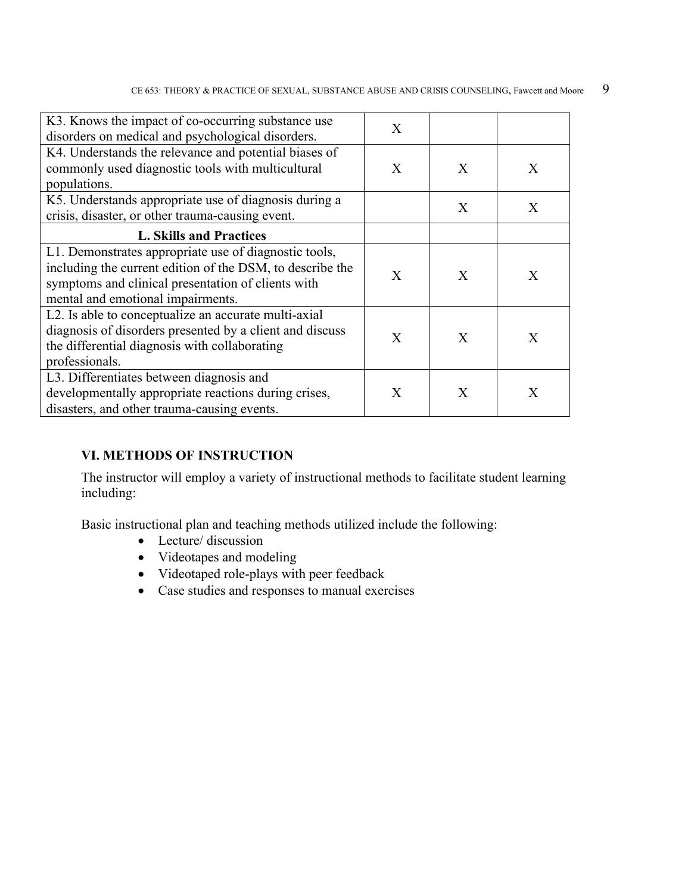| | | | |
|---|---|---|---|
| K3. Knows the impact of co-occurring substance use disorders on medical and psychological disorders. | X | | |
| K4. Understands the relevance and potential biases of commonly used diagnostic tools with multicultural populations. | X | X | X |
| K5. Understands appropriate use of diagnosis during a crisis, disaster, or other trauma-causing event. | | X | X |
| **L. Skills and Practices** | | | |
| L1. Demonstrates appropriate use of diagnostic tools, including the current edition of the DSM, to describe the symptoms and clinical presentation of clients with mental and emotional impairments. | X | X | X |
| L2. Is able to conceptualize an accurate multi-axial diagnosis of disorders presented by a client and discuss the differential diagnosis with collaborating professionals. | X | X | X |
| L3. Differentiates between diagnosis and developmentally appropriate reactions during crises, disasters, and other trauma-causing events. | X | X | X |

## VI. METHODS OF INSTRUCTION

The instructor will employ a variety of instructional methods to facilitate student learning including:

Basic instructional plan and teaching methods utilized include the following:

- Lecture/ discussion
- Videotapes and modeling
- Videotaped role-plays with peer feedback
- Case studies and responses to manual exercises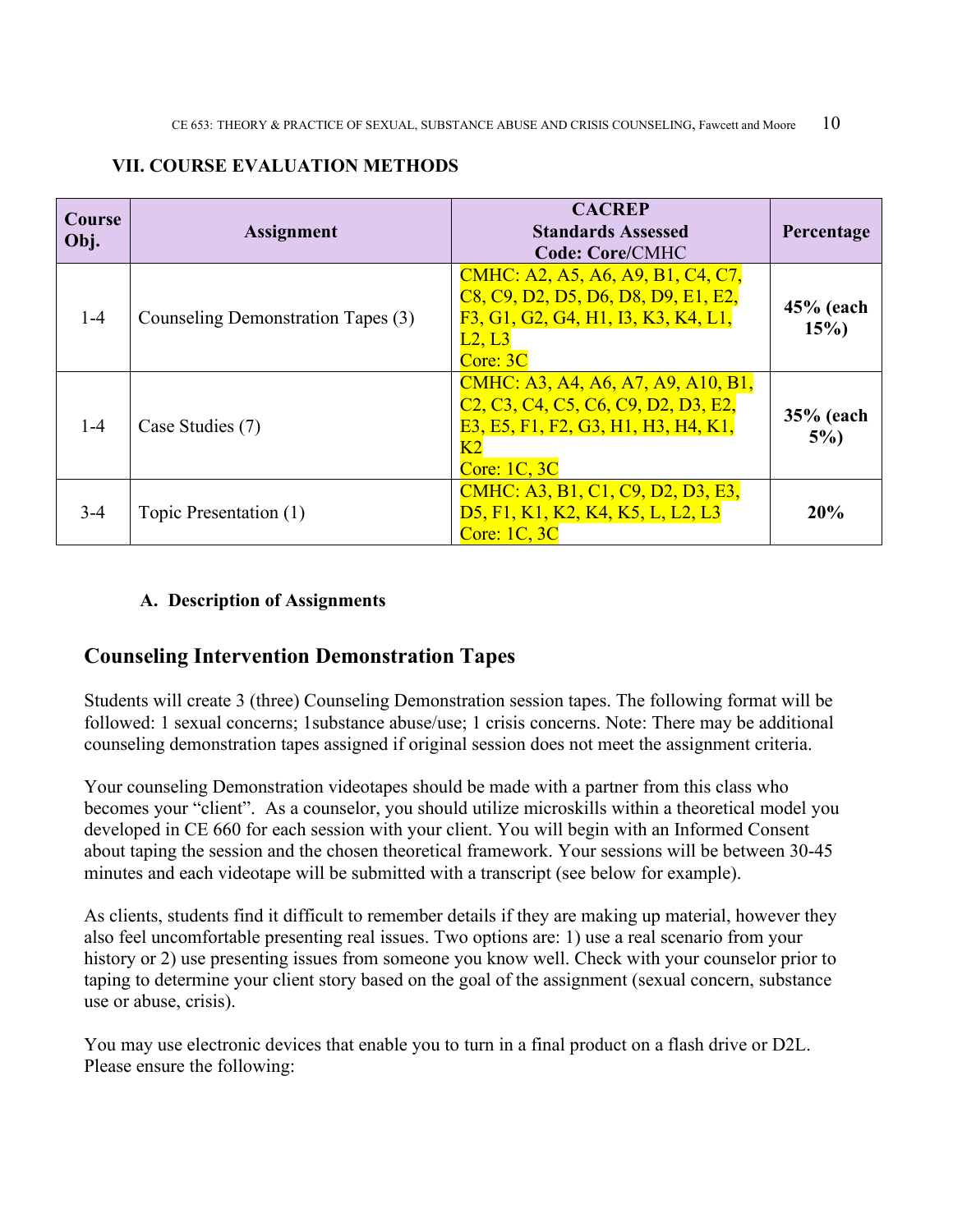## VII. COURSE EVALUATION METHODS

| Course Obj. | Assignment | CACREP Standards Assessed Code: Core/CMHC | Percentage |
|---|---|---|---|
| 1-4 | Counseling Demonstration Tapes (3) | CMHC: A2, A5, A6, A9, B1, C4, C7, C8, C9, D2, D5, D6, D8, D9, E1, E2, F3, G1, G2, G4, H1, I3, K3, K4, L1, L2, L3<br>Core: 3C | **45% (each 15%)** |
| 1-4 | Case Studies (7) | CMHC: A3, A4, A6, A7, A9, A10, B1, C2, C3, C4, C5, C6, C9, D2, D3, E2, E3, E5, F1, F2, G3, H1, H3, H4, K1, K2<br>Core: 1C, 3C | **35% (each 5%)** |
| 3-4 | Topic Presentation (1) | CMHC: A3, B1, C1, C9, D2, D3, E3, D5, F1, K1, K2, K4, K5, L, L2, L3<br>Core: 1C, 3C | **20%** |

### A. Description of Assignments

## Counseling Intervention Demonstration Tapes

Students will create 3 (three) Counseling Demonstration session tapes. The following format will be followed: 1 sexual concerns; 1substance abuse/use; 1 crisis concerns. Note: There may be additional counseling demonstration tapes assigned if original session does not meet the assignment criteria.

Your counseling Demonstration videotapes should be made with a partner from this class who becomes your "client". As a counselor, you should utilize microskills within a theoretical model you developed in CE 660 for each session with your client. You will begin with an Informed Consent about taping the session and the chosen theoretical framework. Your sessions will be between 30-45 minutes and each videotape will be submitted with a transcript (see below for example).

As clients, students find it difficult to remember details if they are making up material, however they also feel uncomfortable presenting real issues. Two options are: 1) use a real scenario from your history or 2) use presenting issues from someone you know well. Check with your counselor prior to taping to determine your client story based on the goal of the assignment (sexual concern, substance use or abuse, crisis).

You may use electronic devices that enable you to turn in a final product on a flash drive or D2L. Please ensure the following: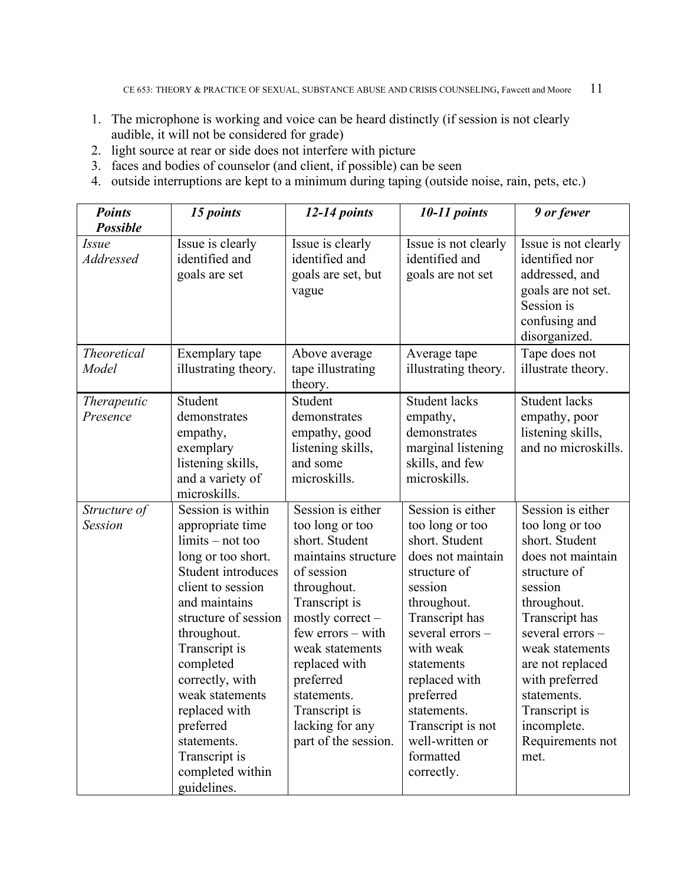1. The microphone is working and voice can be heard distinctly (if session is not clearly audible, it will not be considered for grade)
2. light source at rear or side does not interfere with picture
3. faces and bodies of counselor (and client, if possible) can be seen
4. outside interruptions are kept to a minimum during taping (outside noise, rain, pets, etc.)

| ***Points Possible*** | ***15 points*** | ***12-14 points*** | ***10-11 points*** | ***9 or fewer*** |
|---|---|---|---|---|
| *Issue Addressed* | Issue is clearly identified and goals are set | Issue is clearly identified and goals are set, but vague | Issue is not clearly identified and goals are not set | Issue is not clearly identified nor addressed, and goals are not set. Session is confusing and disorganized. |
| *Theoretical Model* | Exemplary tape illustrating theory. | Above average tape illustrating theory. | Average tape illustrating theory. | Tape does not illustrate theory. |
| *Therapeutic Presence* | Student demonstrates empathy, exemplary listening skills, and a variety of microskills. | Student demonstrates empathy, good listening skills, and some microskills. | Student lacks empathy, demonstrates marginal listening skills, and few microskills. | Student lacks empathy, poor listening skills, and no microskills. |
| *Structure of Session* | Session is within appropriate time limits – not too long or too short. Student introduces client to session and maintains structure of session throughout. Transcript is completed correctly, with weak statements replaced with preferred statements. Transcript is completed within guidelines. | Session is either too long or too short. Student maintains structure of session throughout. Transcript is mostly correct – few errors – with weak statements replaced with preferred statements. Transcript is lacking for any part of the session. | Session is either too long or too short. Student does not maintain structure of session throughout. Transcript has several errors – with weak statements replaced with preferred statements. Transcript is not well-written or formatted correctly. | Session is either too long or too short. Student does not maintain structure of session throughout. Transcript has several errors – weak statements are not replaced with preferred statements. Transcript is incomplete. Requirements not met. |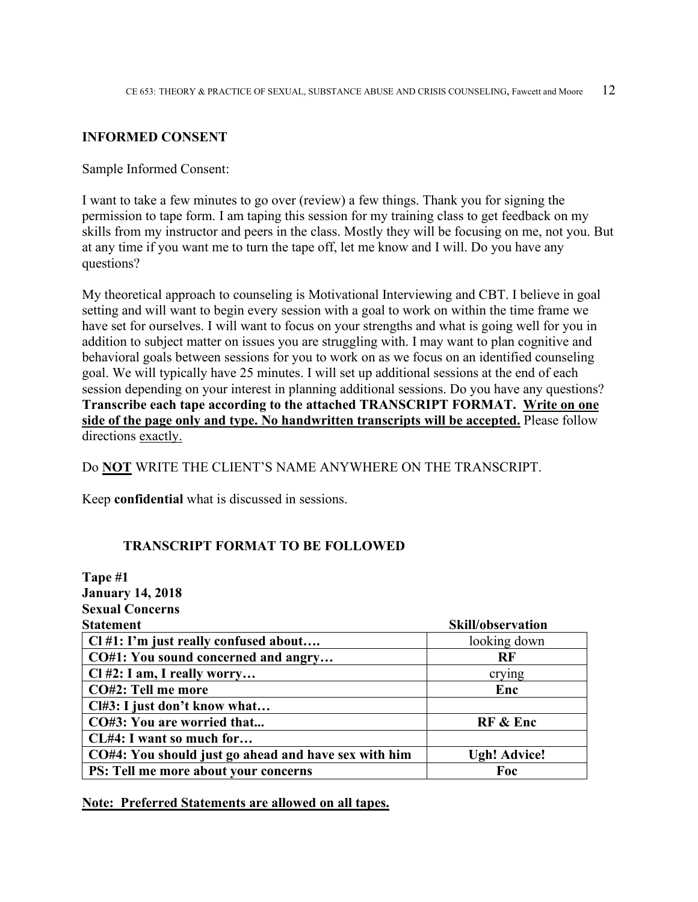## INFORMED CONSENT

Sample Informed Consent:

I want to take a few minutes to go over (review) a few things. Thank you for signing the permission to tape form. I am taping this session for my training class to get feedback on my skills from my instructor and peers in the class. Mostly they will be focusing on me, not you. But at any time if you want me to turn the tape off, let me know and I will. Do you have any questions?

My theoretical approach to counseling is Motivational Interviewing and CBT. I believe in goal setting and will want to begin every session with a goal to work on within the time frame we have set for ourselves. I will want to focus on your strengths and what is going well for you in addition to subject matter on issues you are struggling with. I may want to plan cognitive and behavioral goals between sessions for you to work on as we focus on an identified counseling goal. We will typically have 25 minutes. I will set up additional sessions at the end of each session depending on your interest in planning additional sessions. Do you have any questions? **Transcribe each tape according to the attached TRANSCRIPT FORMAT. <u>Write on one side of the page only and type. No handwritten transcripts will be accepted.</u>** Please follow directions <u>exactly.</u>

Do **<u>NOT</u>** WRITE THE CLIENT'S NAME ANYWHERE ON THE TRANSCRIPT.

Keep **confidential** what is discussed in sessions.

### TRANSCRIPT FORMAT TO BE FOLLOWED

**Tape #1**
**January 14, 2018**
**Sexual Concerns**

| **Statement** | **Skill/observation** |
|---|---|
| **Cl #1: I'm just really confused about….** | looking down |
| **CO#1: You sound concerned and angry…** | **RF** |
| **Cl #2: I am, I really worry…** | crying |
| **CO#2: Tell me more** | **Enc** |
| **Cl#3: I just don't know what…** | |
| **CO#3: You are worried that...** | **RF & Enc** |
| **CL#4: I want so much for…** | |
| **CO#4: You should just go ahead and have sex with him** | **Ugh! Advice!** |
| **PS: Tell me more about your concerns** | **Foc** |

**<u>Note: Preferred Statements are allowed on all tapes.</u>**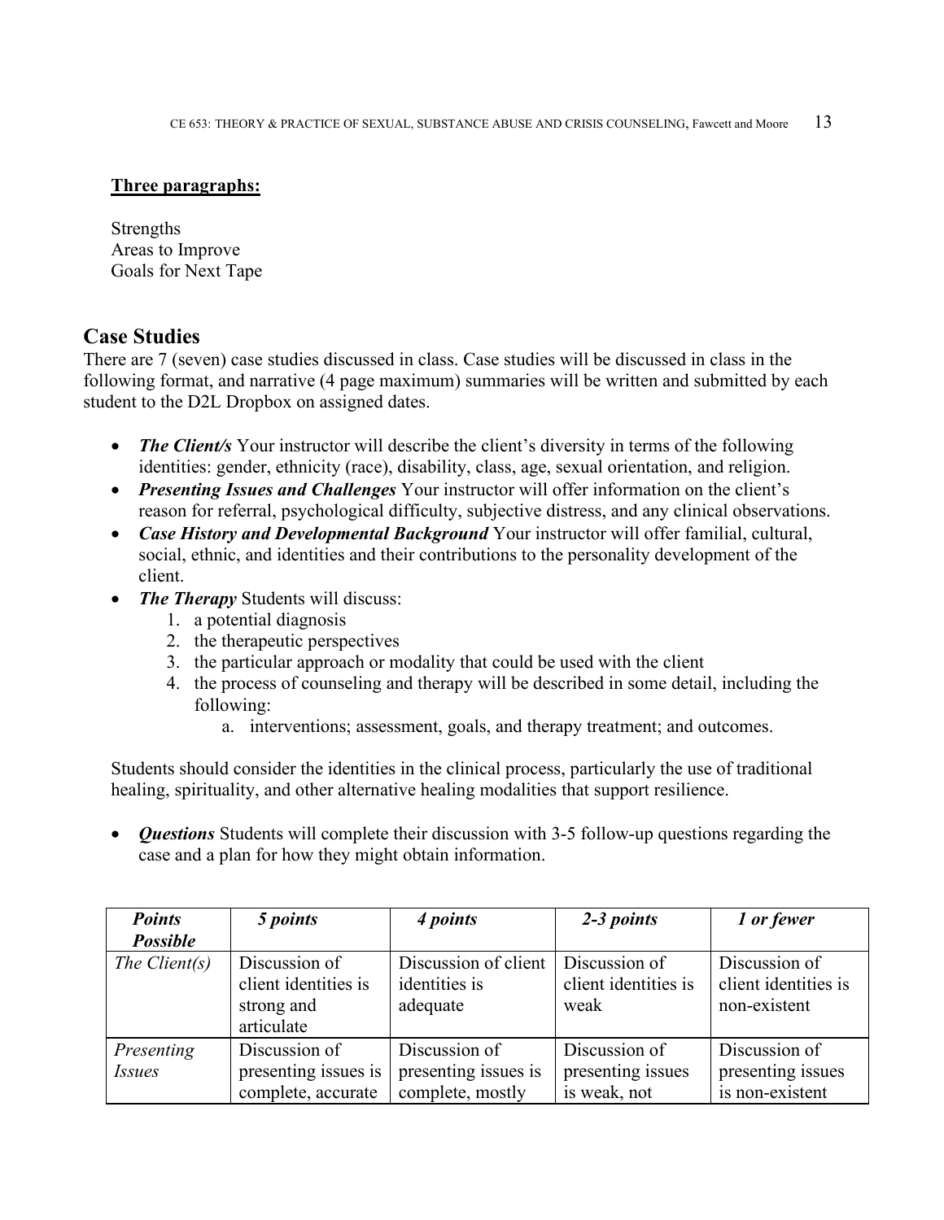**<u>Three paragraphs:</u>**

Strengths
Areas to Improve
Goals for Next Tape

## Case Studies

There are 7 (seven) case studies discussed in class. Case studies will be discussed in class in the following format, and narrative (4 page maximum) summaries will be written and submitted by each student to the D2L Dropbox on assigned dates.

- ***The Client/s*** Your instructor will describe the client's diversity in terms of the following identities: gender, ethnicity (race), disability, class, age, sexual orientation, and religion.
- ***Presenting Issues and Challenges*** Your instructor will offer information on the client's reason for referral, psychological difficulty, subjective distress, and any clinical observations.
- ***Case History and Developmental Background*** Your instructor will offer familial, cultural, social, ethnic, and identities and their contributions to the personality development of the client.
- ***The Therapy*** Students will discuss:
    1. a potential diagnosis
    2. the therapeutic perspectives
    3. the particular approach or modality that could be used with the client
    4. the process of counseling and therapy will be described in some detail, including the following:
        a. interventions; assessment, goals, and therapy treatment; and outcomes.

Students should consider the identities in the clinical process, particularly the use of traditional healing, spirituality, and other alternative healing modalities that support resilience.

- ***Questions*** Students will complete their discussion with 3-5 follow-up questions regarding the case and a plan for how they might obtain information.

| ***Points Possible*** | ***5 points*** | ***4 points*** | ***2-3 points*** | ***1 or fewer*** |
|---|---|---|---|---|
| *The Client(s)* | Discussion of client identities is strong and articulate | Discussion of client identities is adequate | Discussion of client identities is weak | Discussion of client identities is non-existent |
| *Presenting Issues* | Discussion of presenting issues is complete, accurate | Discussion of presenting issues is complete, mostly | Discussion of presenting issues is weak, not | Discussion of presenting issues is non-existent |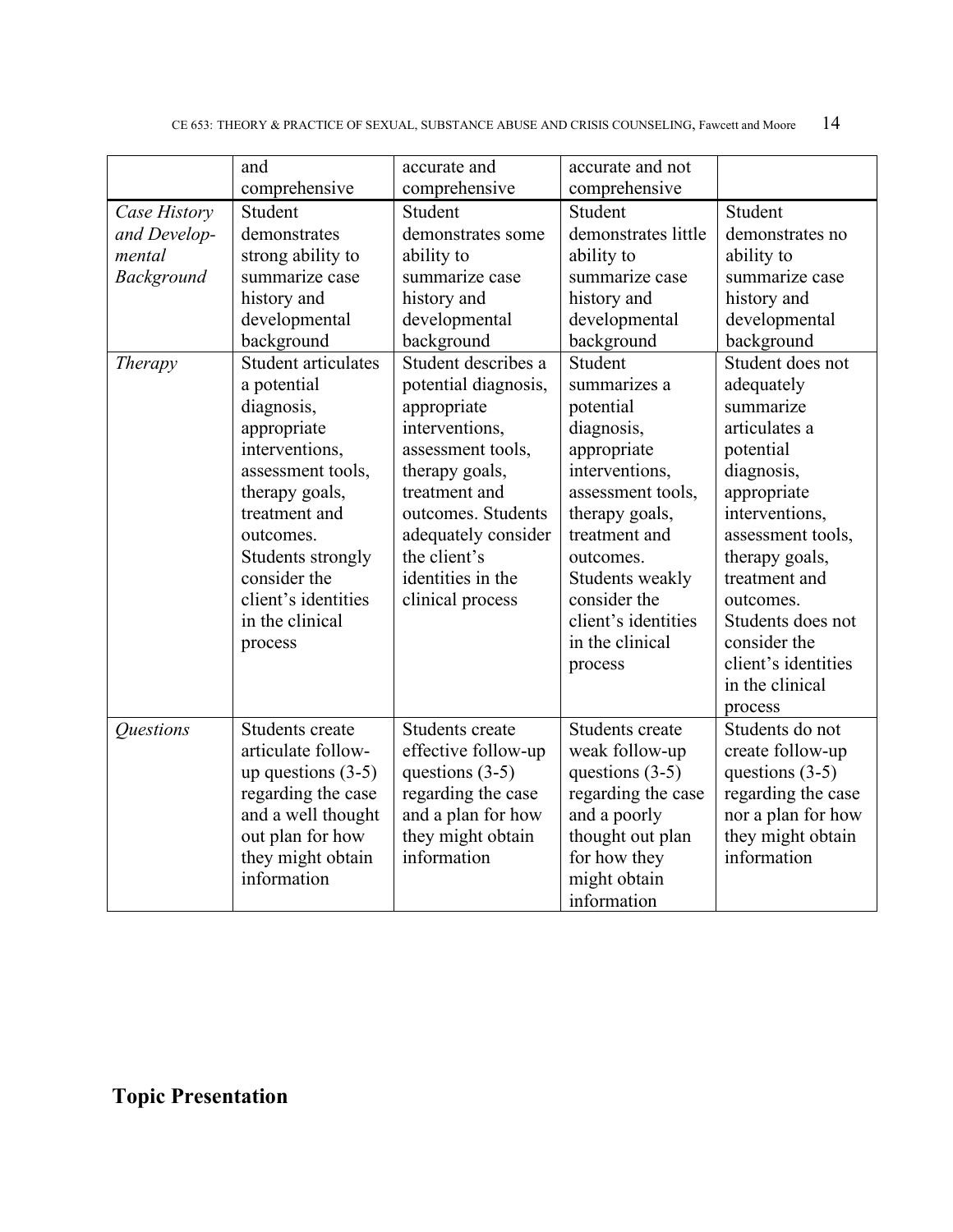| | and comprehensive | accurate and comprehensive | accurate and not comprehensive | |
|---|---|---|---|---|
| *Case History and Develop-mental Background* | Student demonstrates strong ability to summarize case history and developmental background | Student demonstrates some ability to summarize case history and developmental background | Student demonstrates little ability to summarize case history and developmental background | Student demonstrates no ability to summarize case history and developmental background |
| *Therapy* | Student articulates a potential diagnosis, appropriate interventions, assessment tools, therapy goals, treatment and outcomes. Students strongly consider the client's identities in the clinical process | Student describes a potential diagnosis, appropriate interventions, assessment tools, therapy goals, treatment and outcomes. Students adequately consider the client's identities in the clinical process | Student summarizes a potential diagnosis, appropriate interventions, assessment tools, therapy goals, treatment and outcomes. Students weakly consider the client's identities in the clinical process | Student does not adequately summarize articulates a potential diagnosis, appropriate interventions, assessment tools, therapy goals, treatment and outcomes. Students does not consider the client's identities in the clinical process |
| *Questions* | Students create articulate follow-up questions (3-5) regarding the case and a well thought out plan for how they might obtain information | Students create effective follow-up questions (3-5) regarding the case and a plan for how they might obtain information | Students create weak follow-up questions (3-5) regarding the case and a poorly thought out plan for how they might obtain information | Students do not create follow-up questions (3-5) regarding the case nor a plan for how they might obtain information |

## Topic Presentation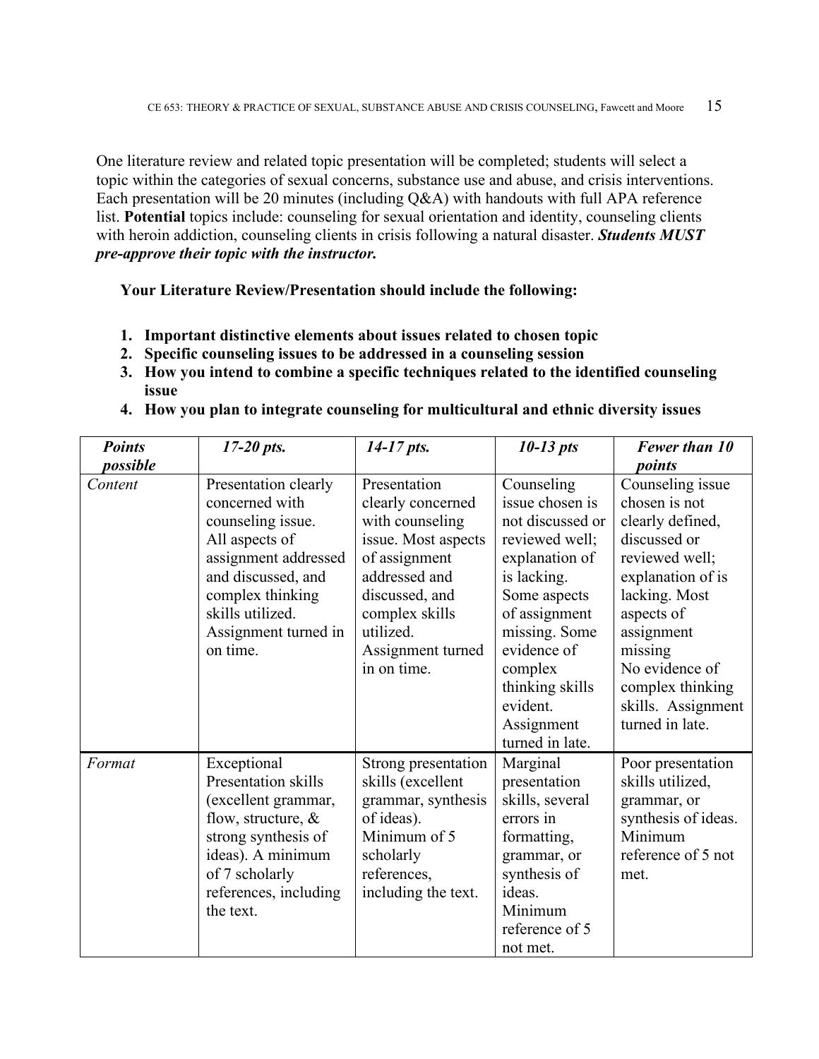One literature review and related topic presentation will be completed; students will select a topic within the categories of sexual concerns, substance use and abuse, and crisis interventions. Each presentation will be 20 minutes (including Q&A) with handouts with full APA reference list. **Potential** topics include: counseling for sexual orientation and identity, counseling clients with heroin addiction, counseling clients in crisis following a natural disaster. ***Students MUST pre-approve their topic with the instructor.***

**Your Literature Review/Presentation should include the following:**

1. **Important distinctive elements about issues related to chosen topic**
2. **Specific counseling issues to be addressed in a counseling session**
3. **How you intend to combine a specific techniques related to the identified counseling issue**
4. **How you plan to integrate counseling for multicultural and ethnic diversity issues**

| ***Points possible*** | *17-20 pts.* | *14-17 pts.* | *10-13 pts* | ***Fewer than 10 points*** |
|---|---|---|---|---|
| *Content* | Presentation clearly concerned with counseling issue. All aspects of assignment addressed and discussed, and complex thinking skills utilized. Assignment turned in on time. | Presentation clearly concerned with counseling issue. Most aspects of assignment addressed and discussed, and complex skills utilized. Assignment turned in on time. | Counseling issue chosen is not discussed or reviewed well; explanation of is lacking. Some aspects of assignment missing. Some evidence of complex thinking skills evident. Assignment turned in late. | Counseling issue chosen is not clearly defined, discussed or reviewed well; explanation of is lacking. Most aspects of assignment missing No evidence of complex thinking skills. Assignment turned in late. |
| *Format* | Exceptional Presentation skills (excellent grammar, flow, structure, & strong synthesis of ideas). A minimum of 7 scholarly references, including the text. | Strong presentation skills (excellent grammar, synthesis of ideas). Minimum of 5 scholarly references, including the text. | Marginal presentation skills, several errors in formatting, grammar, or synthesis of ideas. Minimum reference of 5 not met. | Poor presentation skills utilized, grammar, or synthesis of ideas. Minimum reference of 5 not met. |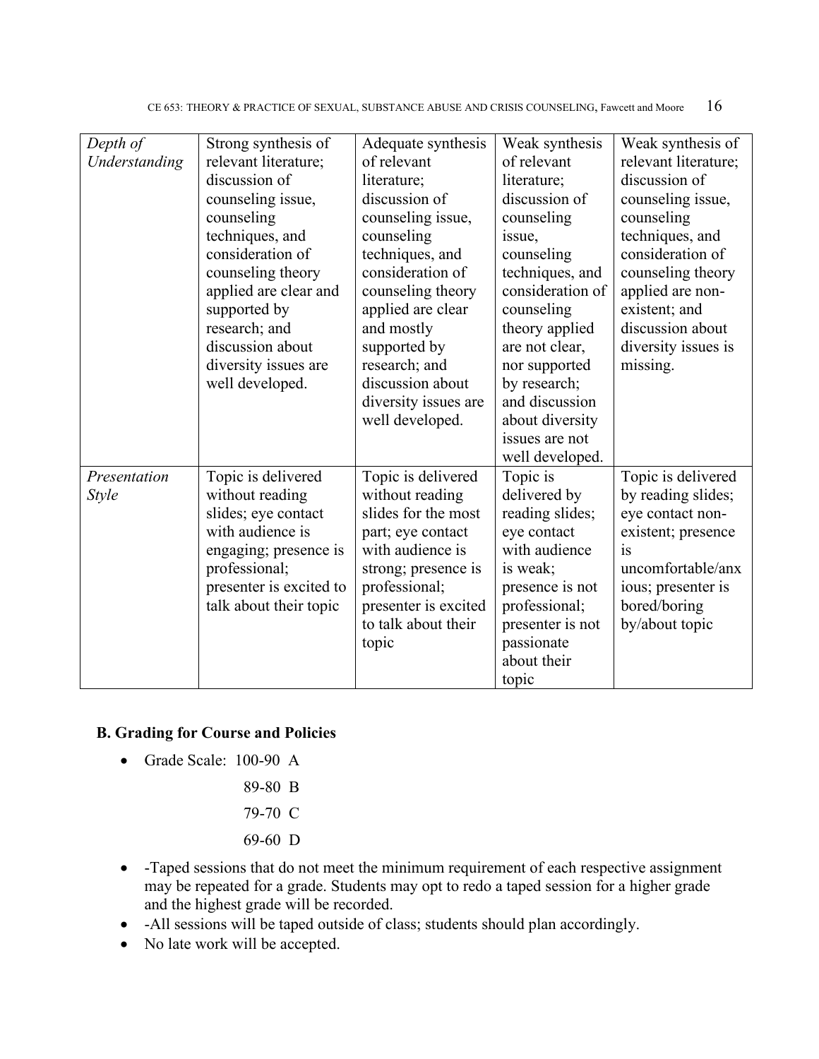| | | | | |
|---|---|---|---|---|
| *Depth of Understanding* | Strong synthesis of relevant literature; discussion of counseling issue, counseling techniques, and consideration of counseling theory applied are clear and supported by research; and discussion about diversity issues are well developed. | Adequate synthesis of relevant literature; discussion of counseling issue, counseling techniques, and consideration of counseling theory applied are clear and mostly supported by research; and discussion about diversity issues are well developed. | Weak synthesis of relevant literature; discussion of counseling issue, counseling techniques, and consideration of counseling theory applied are not clear, nor supported by research; and discussion about diversity issues are not well developed. | Weak synthesis of relevant literature; discussion of counseling issue, counseling techniques, and consideration of counseling theory applied are non-existent; and discussion about diversity issues is missing. |
| *Presentation Style* | Topic is delivered without reading slides; eye contact with audience is engaging; presence is professional; presenter is excited to talk about their topic | Topic is delivered without reading slides for the most part; eye contact with audience is strong; presence is professional; presenter is excited to talk about their topic | Topic is delivered by reading slides; eye contact with audience is weak; presence is not professional; presenter is not passionate about their topic | Topic is delivered by reading slides; eye contact non-existent; presence is uncomfortable/anxious; presenter is bored/boring by/about topic |

**B. Grading for Course and Policies**

- Grade Scale: 100-90 A

  89-80 B

  79-70 C

  69-60 D

- -Taped sessions that do not meet the minimum requirement of each respective assignment may be repeated for a grade. Students may opt to redo a taped session for a higher grade and the highest grade will be recorded.
- -All sessions will be taped outside of class; students should plan accordingly.
- No late work will be accepted.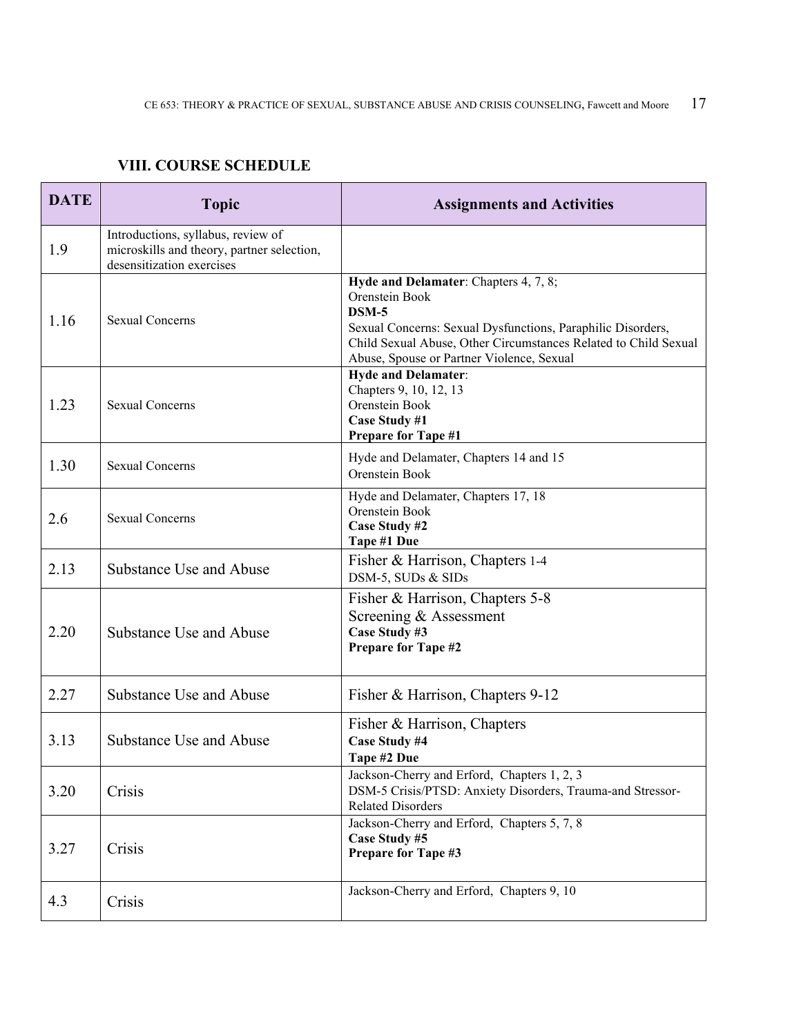### VIII. COURSE SCHEDULE

| DATE | Topic | Assignments and Activities |
|---|---|---|
| 1.9 | Introductions, syllabus, review of microskills and theory, partner selection, desensitization exercises | |
| 1.16 | Sexual Concerns | **Hyde and Delamater**: Chapters 4, 7, 8;<br>Orenstein Book<br>**DSM-5**<br>Sexual Concerns: Sexual Dysfunctions, Paraphilic Disorders, Child Sexual Abuse, Other Circumstances Related to Child Sexual Abuse, Spouse or Partner Violence, Sexual |
| 1.23 | Sexual Concerns | **Hyde and Delamater**:<br>Chapters 9, 10, 12, 13<br>Orenstein Book<br>**Case Study #1**<br>**Prepare for Tape #1** |
| 1.30 | Sexual Concerns | Hyde and Delamater, Chapters 14 and 15<br>Orenstein Book |
| 2.6 | Sexual Concerns | Hyde and Delamater, Chapters 17, 18<br>Orenstein Book<br>**Case Study #2**<br>**Tape #1 Due** |
| 2.13 | Substance Use and Abuse | Fisher & Harrison, Chapters 1-4<br>DSM-5, SUDs & SIDs |
| 2.20 | Substance Use and Abuse | Fisher & Harrison, Chapters 5-8<br>Screening & Assessment<br>**Case Study #3**<br>**Prepare for Tape #2** |
| 2.27 | Substance Use and Abuse | Fisher & Harrison, Chapters 9-12 |
| 3.13 | Substance Use and Abuse | Fisher & Harrison, Chapters<br>**Case Study #4**<br>**Tape #2 Due** |
| 3.20 | Crisis | Jackson-Cherry and Erford, Chapters 1, 2, 3<br>DSM-5 Crisis/PTSD: Anxiety Disorders, Trauma-and Stressor-Related Disorders |
| 3.27 | Crisis | Jackson-Cherry and Erford, Chapters 5, 7, 8<br>**Case Study #5**<br>**Prepare for Tape #3** |
| 4.3 | Crisis | Jackson-Cherry and Erford, Chapters 9, 10 |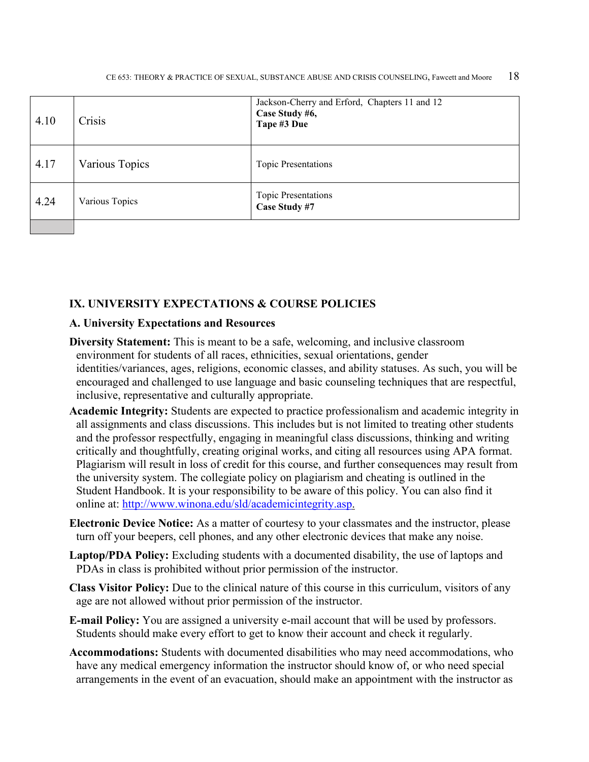| 4.10 | Crisis | Jackson-Cherry and Erford, Chapters 11 and 12<br>**Case Study #6,**<br>**Tape #3 Due** |
|---|---|---|
| 4.17 | Various Topics | Topic Presentations |
| 4.24 | Various Topics | Topic Presentations<br>**Case Study #7** |

## IX. UNIVERSITY EXPECTATIONS & COURSE POLICIES

### A. University Expectations and Resources

**Diversity Statement:** This is meant to be a safe, welcoming, and inclusive classroom environment for students of all races, ethnicities, sexual orientations, gender identities/variances, ages, religions, economic classes, and ability statuses. As such, you will be encouraged and challenged to use language and basic counseling techniques that are respectful, inclusive, representative and culturally appropriate.

**Academic Integrity:** Students are expected to practice professionalism and academic integrity in all assignments and class discussions. This includes but is not limited to treating other students and the professor respectfully, engaging in meaningful class discussions, thinking and writing critically and thoughtfully, creating original works, and citing all resources using APA format. Plagiarism will result in loss of credit for this course, and further consequences may result from the university system. The collegiate policy on plagiarism and cheating is outlined in the Student Handbook. It is your responsibility to be aware of this policy. You can also find it online at: http://www.winona.edu/sld/academicintegrity.asp.

**Electronic Device Notice:** As a matter of courtesy to your classmates and the instructor, please turn off your beepers, cell phones, and any other electronic devices that make any noise.

**Laptop/PDA Policy:** Excluding students with a documented disability, the use of laptops and PDAs in class is prohibited without prior permission of the instructor.

**Class Visitor Policy:** Due to the clinical nature of this course in this curriculum, visitors of any age are not allowed without prior permission of the instructor.

**E-mail Policy:** You are assigned a university e-mail account that will be used by professors. Students should make every effort to get to know their account and check it regularly.

**Accommodations:** Students with documented disabilities who may need accommodations, who have any medical emergency information the instructor should know of, or who need special arrangements in the event of an evacuation, should make an appointment with the instructor as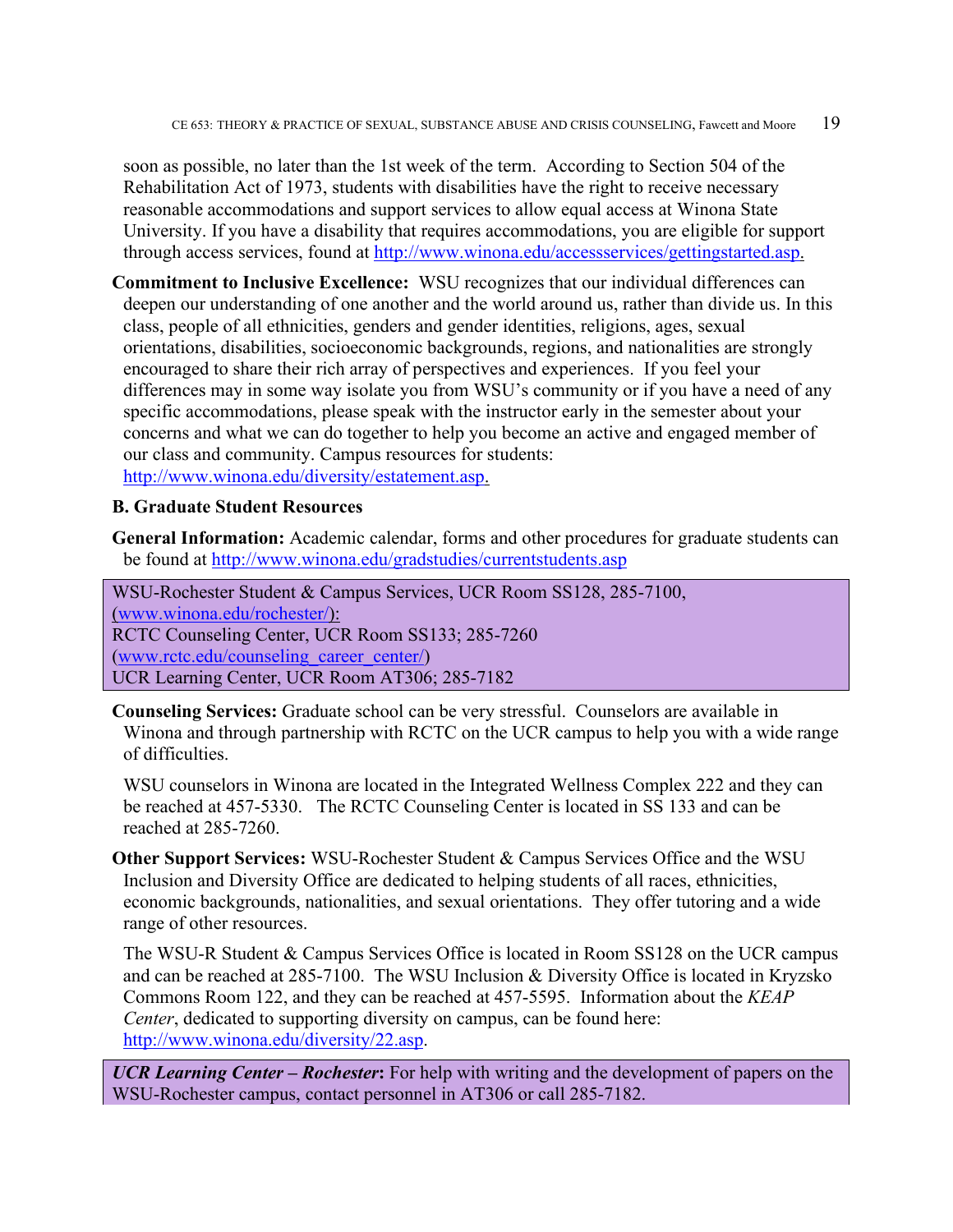soon as possible, no later than the 1st week of the term. According to Section 504 of the Rehabilitation Act of 1973, students with disabilities have the right to receive necessary reasonable accommodations and support services to allow equal access at Winona State University. If you have a disability that requires accommodations, you are eligible for support through access services, found at [http://www.winona.edu/accessservices/gettingstarted.asp.](http://www.winona.edu/accessservices/gettingstarted.asp)

**Commitment to Inclusive Excellence:** WSU recognizes that our individual differences can deepen our understanding of one another and the world around us, rather than divide us. In this class, people of all ethnicities, genders and gender identities, religions, ages, sexual orientations, disabilities, socioeconomic backgrounds, regions, and nationalities are strongly encouraged to share their rich array of perspectives and experiences. If you feel your differences may in some way isolate you from WSU's community or if you have a need of any specific accommodations, please speak with the instructor early in the semester about your concerns and what we can do together to help you become an active and engaged member of our class and community. Campus resources for students: [http://www.winona.edu/diversity/estatement.asp.](http://www.winona.edu/diversity/estatement.asp)

**B. Graduate Student Resources**

**General Information:** Academic calendar, forms and other procedures for graduate students can be found at [http://www.winona.edu/gradstudies/currentstudents.asp](http://www.winona.edu/gradstudies/currentstudents.asp)

WSU-Rochester Student & Campus Services, UCR Room SS128, 285-7100, ([www.winona.edu/rochester/](http://www.winona.edu/rochester/)):
RCTC Counseling Center, UCR Room SS133; 285-7260 ([www.rctc.edu/counseling_career_center/](http://www.rctc.edu/counseling_career_center/))
UCR Learning Center, UCR Room AT306; 285-7182

**Counseling Services:** Graduate school can be very stressful. Counselors are available in Winona and through partnership with RCTC on the UCR campus to help you with a wide range of difficulties.

WSU counselors in Winona are located in the Integrated Wellness Complex 222 and they can be reached at 457-5330. The RCTC Counseling Center is located in SS 133 and can be reached at 285-7260.

**Other Support Services:** WSU-Rochester Student & Campus Services Office and the WSU Inclusion and Diversity Office are dedicated to helping students of all races, ethnicities, economic backgrounds, nationalities, and sexual orientations. They offer tutoring and a wide range of other resources.

The WSU-R Student & Campus Services Office is located in Room SS128 on the UCR campus and can be reached at 285-7100. The WSU Inclusion & Diversity Office is located in Kryzsko Commons Room 122, and they can be reached at 457-5595. Information about the *KEAP Center*, dedicated to supporting diversity on campus, can be found here: [http://www.winona.edu/diversity/22.asp](http://www.winona.edu/diversity/22.asp).

***UCR Learning Center – Rochester*:** For help with writing and the development of papers on the WSU-Rochester campus, contact personnel in AT306 or call 285-7182.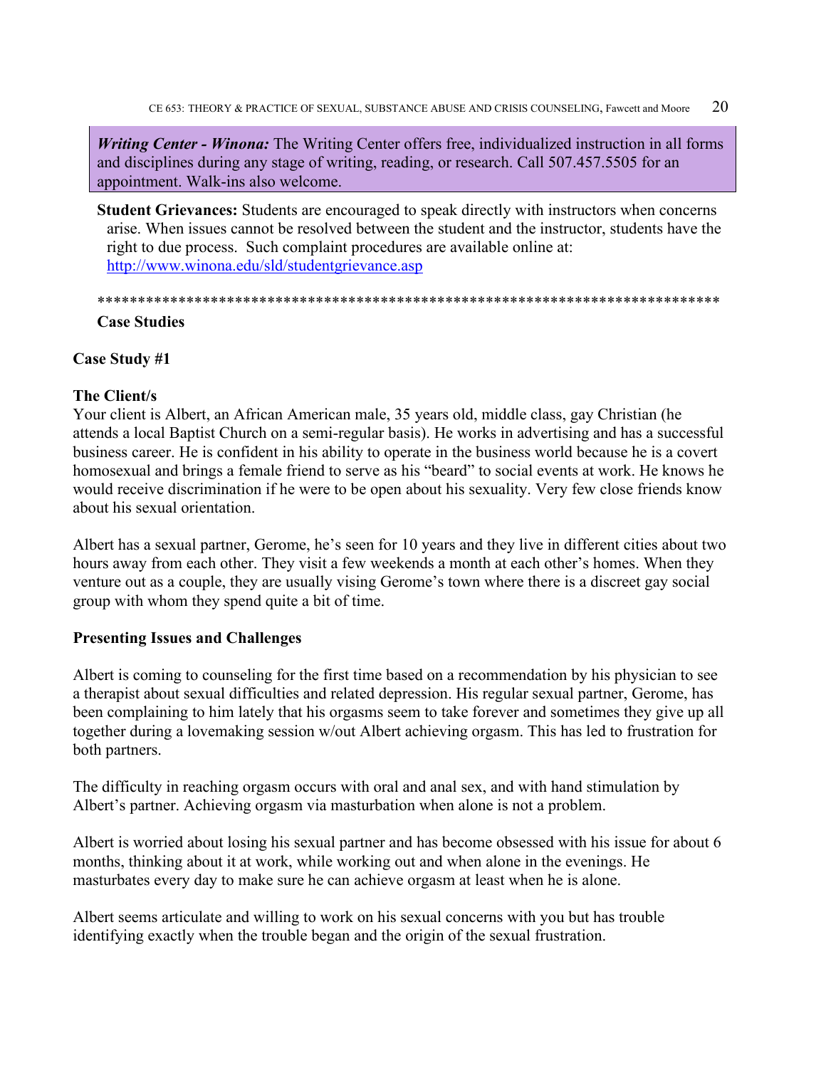***Writing Center - Winona:*** The Writing Center offers free, individualized instruction in all forms and disciplines during any stage of writing, reading, or research. Call 507.457.5505 for an appointment. Walk-ins also welcome.

**Student Grievances:** Students are encouraged to speak directly with instructors when concerns arise. When issues cannot be resolved between the student and the instructor, students have the right to due process. Such complaint procedures are available online at: http://www.winona.edu/sld/studentgrievance.asp

******************************************************************************

## Case Studies

### Case Study #1

**The Client/s**

Your client is Albert, an African American male, 35 years old, middle class, gay Christian (he attends a local Baptist Church on a semi-regular basis). He works in advertising and has a successful business career. He is confident in his ability to operate in the business world because he is a covert homosexual and brings a female friend to serve as his "beard" to social events at work. He knows he would receive discrimination if he were to be open about his sexuality. Very few close friends know about his sexual orientation.

Albert has a sexual partner, Gerome, he's seen for 10 years and they live in different cities about two hours away from each other. They visit a few weekends a month at each other's homes. When they venture out as a couple, they are usually vising Gerome's town where there is a discreet gay social group with whom they spend quite a bit of time.

**Presenting Issues and Challenges**

Albert is coming to counseling for the first time based on a recommendation by his physician to see a therapist about sexual difficulties and related depression. His regular sexual partner, Gerome, has been complaining to him lately that his orgasms seem to take forever and sometimes they give up all together during a lovemaking session w/out Albert achieving orgasm. This has led to frustration for both partners.

The difficulty in reaching orgasm occurs with oral and anal sex, and with hand stimulation by Albert's partner. Achieving orgasm via masturbation when alone is not a problem.

Albert is worried about losing his sexual partner and has become obsessed with his issue for about 6 months, thinking about it at work, while working out and when alone in the evenings. He masturbates every day to make sure he can achieve orgasm at least when he is alone.

Albert seems articulate and willing to work on his sexual concerns with you but has trouble identifying exactly when the trouble began and the origin of the sexual frustration.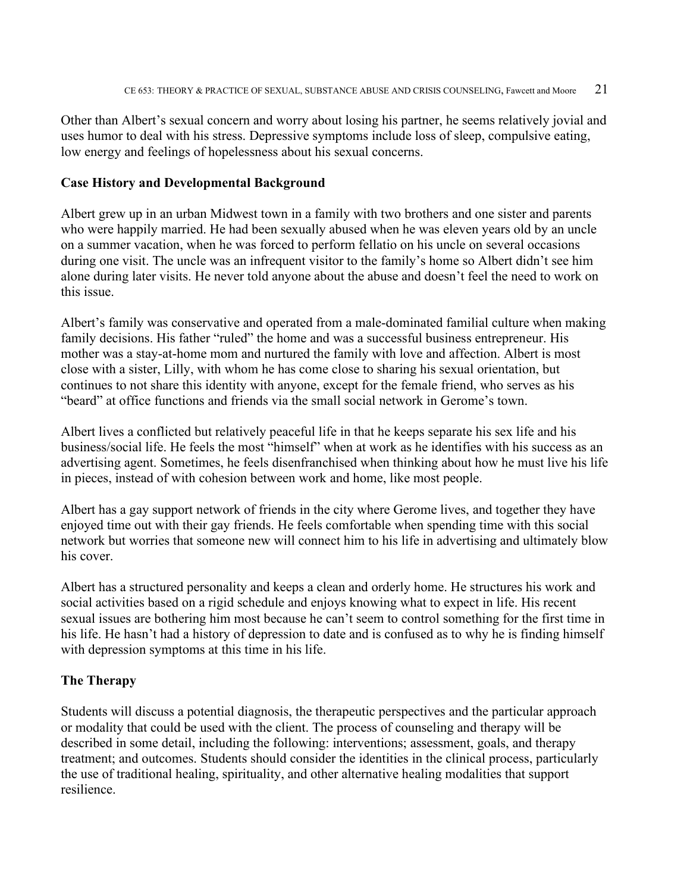Other than Albert's sexual concern and worry about losing his partner, he seems relatively jovial and uses humor to deal with his stress. Depressive symptoms include loss of sleep, compulsive eating, low energy and feelings of hopelessness about his sexual concerns.

**Case History and Developmental Background**

Albert grew up in an urban Midwest town in a family with two brothers and one sister and parents who were happily married. He had been sexually abused when he was eleven years old by an uncle on a summer vacation, when he was forced to perform fellatio on his uncle on several occasions during one visit. The uncle was an infrequent visitor to the family's home so Albert didn't see him alone during later visits. He never told anyone about the abuse and doesn't feel the need to work on this issue.

Albert's family was conservative and operated from a male-dominated familial culture when making family decisions. His father "ruled" the home and was a successful business entrepreneur. His mother was a stay-at-home mom and nurtured the family with love and affection. Albert is most close with a sister, Lilly, with whom he has come close to sharing his sexual orientation, but continues to not share this identity with anyone, except for the female friend, who serves as his "beard" at office functions and friends via the small social network in Gerome's town.

Albert lives a conflicted but relatively peaceful life in that he keeps separate his sex life and his business/social life. He feels the most "himself" when at work as he identifies with his success as an advertising agent. Sometimes, he feels disenfranchised when thinking about how he must live his life in pieces, instead of with cohesion between work and home, like most people.

Albert has a gay support network of friends in the city where Gerome lives, and together they have enjoyed time out with their gay friends. He feels comfortable when spending time with this social network but worries that someone new will connect him to his life in advertising and ultimately blow his cover.

Albert has a structured personality and keeps a clean and orderly home. He structures his work and social activities based on a rigid schedule and enjoys knowing what to expect in life. His recent sexual issues are bothering him most because he can't seem to control something for the first time in his life. He hasn't had a history of depression to date and is confused as to why he is finding himself with depression symptoms at this time in his life.

**The Therapy**

Students will discuss a potential diagnosis, the therapeutic perspectives and the particular approach or modality that could be used with the client. The process of counseling and therapy will be described in some detail, including the following: interventions; assessment, goals, and therapy treatment; and outcomes. Students should consider the identities in the clinical process, particularly the use of traditional healing, spirituality, and other alternative healing modalities that support resilience.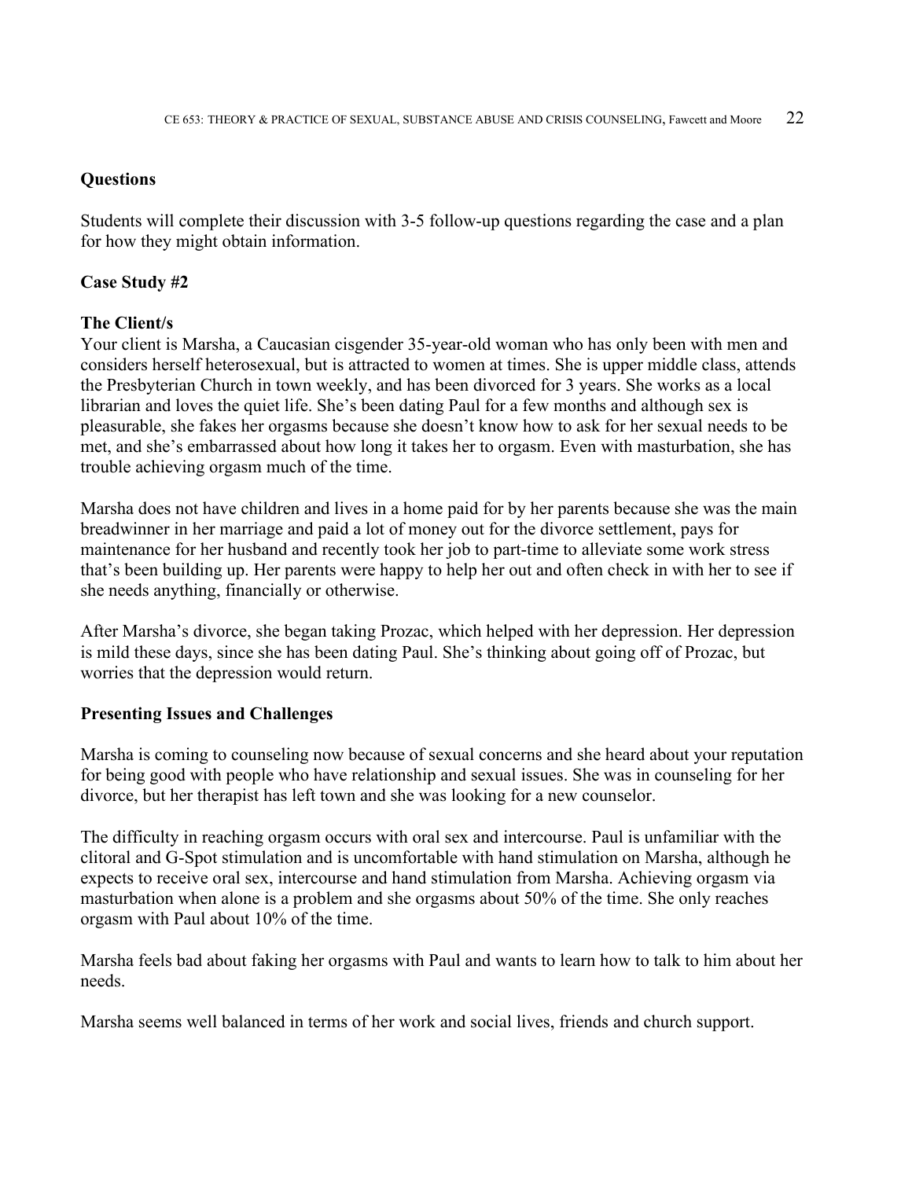**Questions**

Students will complete their discussion with 3-5 follow-up questions regarding the case and a plan for how they might obtain information.

**Case Study #2**

**The Client/s**

Your client is Marsha, a Caucasian cisgender 35-year-old woman who has only been with men and considers herself heterosexual, but is attracted to women at times. She is upper middle class, attends the Presbyterian Church in town weekly, and has been divorced for 3 years. She works as a local librarian and loves the quiet life. She's been dating Paul for a few months and although sex is pleasurable, she fakes her orgasms because she doesn't know how to ask for her sexual needs to be met, and she's embarrassed about how long it takes her to orgasm. Even with masturbation, she has trouble achieving orgasm much of the time.

Marsha does not have children and lives in a home paid for by her parents because she was the main breadwinner in her marriage and paid a lot of money out for the divorce settlement, pays for maintenance for her husband and recently took her job to part-time to alleviate some work stress that's been building up. Her parents were happy to help her out and often check in with her to see if she needs anything, financially or otherwise.

After Marsha's divorce, she began taking Prozac, which helped with her depression. Her depression is mild these days, since she has been dating Paul. She's thinking about going off of Prozac, but worries that the depression would return.

**Presenting Issues and Challenges**

Marsha is coming to counseling now because of sexual concerns and she heard about your reputation for being good with people who have relationship and sexual issues. She was in counseling for her divorce, but her therapist has left town and she was looking for a new counselor.

The difficulty in reaching orgasm occurs with oral sex and intercourse. Paul is unfamiliar with the clitoral and G-Spot stimulation and is uncomfortable with hand stimulation on Marsha, although he expects to receive oral sex, intercourse and hand stimulation from Marsha. Achieving orgasm via masturbation when alone is a problem and she orgasms about 50% of the time. She only reaches orgasm with Paul about 10% of the time.

Marsha feels bad about faking her orgasms with Paul and wants to learn how to talk to him about her needs.

Marsha seems well balanced in terms of her work and social lives, friends and church support.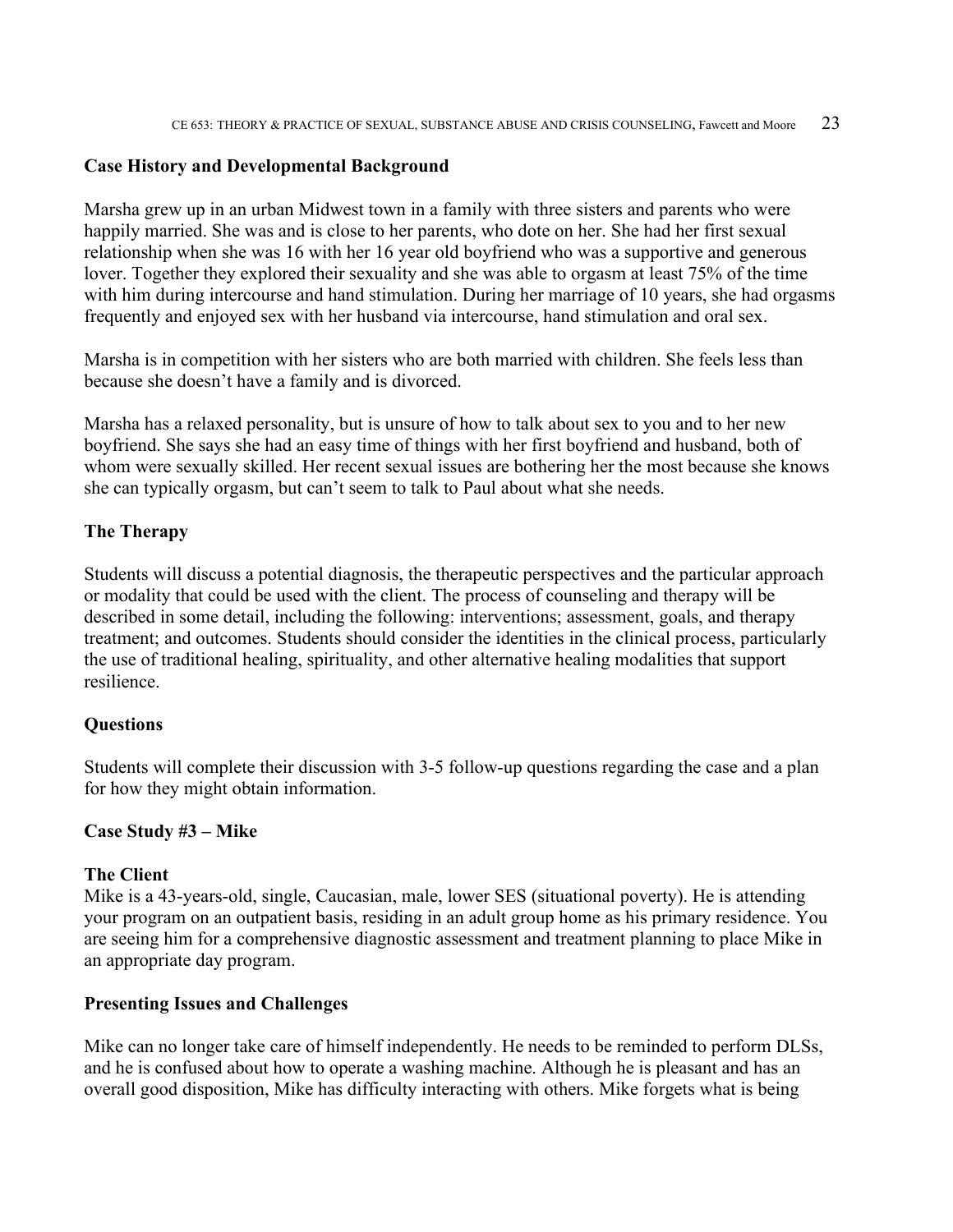**Case History and Developmental Background**

Marsha grew up in an urban Midwest town in a family with three sisters and parents who were happily married. She was and is close to her parents, who dote on her. She had her first sexual relationship when she was 16 with her 16 year old boyfriend who was a supportive and generous lover. Together they explored their sexuality and she was able to orgasm at least 75% of the time with him during intercourse and hand stimulation. During her marriage of 10 years, she had orgasms frequently and enjoyed sex with her husband via intercourse, hand stimulation and oral sex.

Marsha is in competition with her sisters who are both married with children. She feels less than because she doesn't have a family and is divorced.

Marsha has a relaxed personality, but is unsure of how to talk about sex to you and to her new boyfriend. She says she had an easy time of things with her first boyfriend and husband, both of whom were sexually skilled. Her recent sexual issues are bothering her the most because she knows she can typically orgasm, but can't seem to talk to Paul about what she needs.

**The Therapy**

Students will discuss a potential diagnosis, the therapeutic perspectives and the particular approach or modality that could be used with the client. The process of counseling and therapy will be described in some detail, including the following: interventions; assessment, goals, and therapy treatment; and outcomes. Students should consider the identities in the clinical process, particularly the use of traditional healing, spirituality, and other alternative healing modalities that support resilience.

**Questions**

Students will complete their discussion with 3-5 follow-up questions regarding the case and a plan for how they might obtain information.

**Case Study #3 – Mike**

**The Client**

Mike is a 43-years-old, single, Caucasian, male, lower SES (situational poverty). He is attending your program on an outpatient basis, residing in an adult group home as his primary residence. You are seeing him for a comprehensive diagnostic assessment and treatment planning to place Mike in an appropriate day program.

**Presenting Issues and Challenges**

Mike can no longer take care of himself independently. He needs to be reminded to perform DLSs, and he is confused about how to operate a washing machine. Although he is pleasant and has an overall good disposition, Mike has difficulty interacting with others. Mike forgets what is being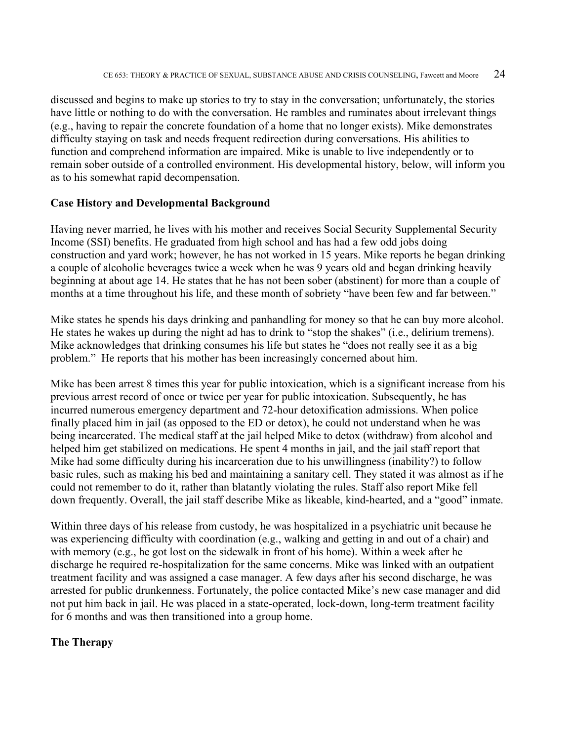discussed and begins to make up stories to try to stay in the conversation; unfortunately, the stories have little or nothing to do with the conversation. He rambles and ruminates about irrelevant things (e.g., having to repair the concrete foundation of a home that no longer exists). Mike demonstrates difficulty staying on task and needs frequent redirection during conversations. His abilities to function and comprehend information are impaired. Mike is unable to live independently or to remain sober outside of a controlled environment. His developmental history, below, will inform you as to his somewhat rapid decompensation.

**Case History and Developmental Background**

Having never married, he lives with his mother and receives Social Security Supplemental Security Income (SSI) benefits. He graduated from high school and has had a few odd jobs doing construction and yard work; however, he has not worked in 15 years. Mike reports he began drinking a couple of alcoholic beverages twice a week when he was 9 years old and began drinking heavily beginning at about age 14. He states that he has not been sober (abstinent) for more than a couple of months at a time throughout his life, and these month of sobriety "have been few and far between."

Mike states he spends his days drinking and panhandling for money so that he can buy more alcohol. He states he wakes up during the night ad has to drink to "stop the shakes" (i.e., delirium tremens). Mike acknowledges that drinking consumes his life but states he "does not really see it as a big problem." He reports that his mother has been increasingly concerned about him.

Mike has been arrest 8 times this year for public intoxication, which is a significant increase from his previous arrest record of once or twice per year for public intoxication. Subsequently, he has incurred numerous emergency department and 72-hour detoxification admissions. When police finally placed him in jail (as opposed to the ED or detox), he could not understand when he was being incarcerated. The medical staff at the jail helped Mike to detox (withdraw) from alcohol and helped him get stabilized on medications. He spent 4 months in jail, and the jail staff report that Mike had some difficulty during his incarceration due to his unwillingness (inability?) to follow basic rules, such as making his bed and maintaining a sanitary cell. They stated it was almost as if he could not remember to do it, rather than blatantly violating the rules. Staff also report Mike fell down frequently. Overall, the jail staff describe Mike as likeable, kind-hearted, and a "good" inmate.

Within three days of his release from custody, he was hospitalized in a psychiatric unit because he was experiencing difficulty with coordination (e.g., walking and getting in and out of a chair) and with memory (e.g., he got lost on the sidewalk in front of his home). Within a week after he discharge he required re-hospitalization for the same concerns. Mike was linked with an outpatient treatment facility and was assigned a case manager. A few days after his second discharge, he was arrested for public drunkenness. Fortunately, the police contacted Mike's new case manager and did not put him back in jail. He was placed in a state-operated, lock-down, long-term treatment facility for 6 months and was then transitioned into a group home.

**The Therapy**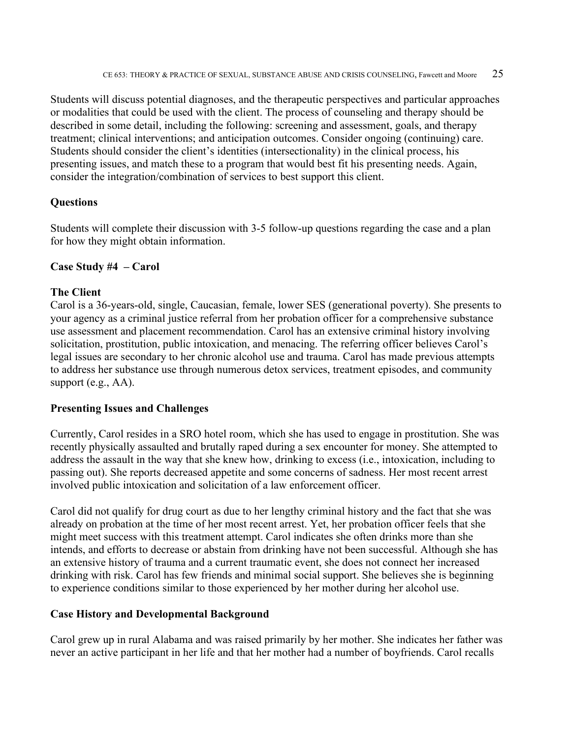Students will discuss potential diagnoses, and the therapeutic perspectives and particular approaches or modalities that could be used with the client. The process of counseling and therapy should be described in some detail, including the following: screening and assessment, goals, and therapy treatment; clinical interventions; and anticipation outcomes. Consider ongoing (continuing) care. Students should consider the client's identities (intersectionality) in the clinical process, his presenting issues, and match these to a program that would best fit his presenting needs. Again, consider the integration/combination of services to best support this client.

**Questions**

Students will complete their discussion with 3-5 follow-up questions regarding the case and a plan for how they might obtain information.

**Case Study #4 – Carol**

**The Client**
Carol is a 36-years-old, single, Caucasian, female, lower SES (generational poverty). She presents to your agency as a criminal justice referral from her probation officer for a comprehensive substance use assessment and placement recommendation. Carol has an extensive criminal history involving solicitation, prostitution, public intoxication, and menacing. The referring officer believes Carol's legal issues are secondary to her chronic alcohol use and trauma. Carol has made previous attempts to address her substance use through numerous detox services, treatment episodes, and community support (e.g., AA).

**Presenting Issues and Challenges**

Currently, Carol resides in a SRO hotel room, which she has used to engage in prostitution. She was recently physically assaulted and brutally raped during a sex encounter for money. She attempted to address the assault in the way that she knew how, drinking to excess (i.e., intoxication, including to passing out). She reports decreased appetite and some concerns of sadness. Her most recent arrest involved public intoxication and solicitation of a law enforcement officer.

Carol did not qualify for drug court as due to her lengthy criminal history and the fact that she was already on probation at the time of her most recent arrest. Yet, her probation officer feels that she might meet success with this treatment attempt. Carol indicates she often drinks more than she intends, and efforts to decrease or abstain from drinking have not been successful. Although she has an extensive history of trauma and a current traumatic event, she does not connect her increased drinking with risk. Carol has few friends and minimal social support. She believes she is beginning to experience conditions similar to those experienced by her mother during her alcohol use.

**Case History and Developmental Background**

Carol grew up in rural Alabama and was raised primarily by her mother. She indicates her father was never an active participant in her life and that her mother had a number of boyfriends. Carol recalls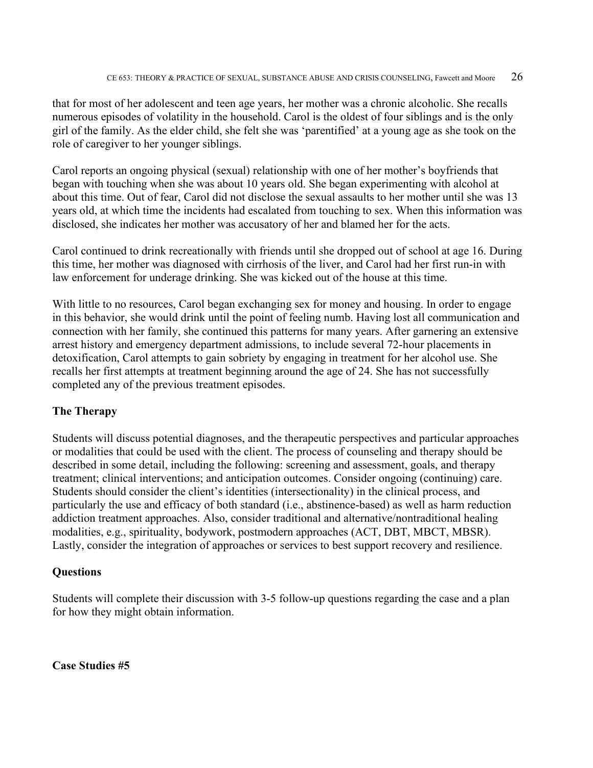that for most of her adolescent and teen age years, her mother was a chronic alcoholic. She recalls numerous episodes of volatility in the household. Carol is the oldest of four siblings and is the only girl of the family. As the elder child, she felt she was 'parentified' at a young age as she took on the role of caregiver to her younger siblings.

Carol reports an ongoing physical (sexual) relationship with one of her mother's boyfriends that began with touching when she was about 10 years old. She began experimenting with alcohol at about this time. Out of fear, Carol did not disclose the sexual assaults to her mother until she was 13 years old, at which time the incidents had escalated from touching to sex. When this information was disclosed, she indicates her mother was accusatory of her and blamed her for the acts.

Carol continued to drink recreationally with friends until she dropped out of school at age 16. During this time, her mother was diagnosed with cirrhosis of the liver, and Carol had her first run-in with law enforcement for underage drinking. She was kicked out of the house at this time.

With little to no resources, Carol began exchanging sex for money and housing. In order to engage in this behavior, she would drink until the point of feeling numb. Having lost all communication and connection with her family, she continued this patterns for many years. After garnering an extensive arrest history and emergency department admissions, to include several 72-hour placements in detoxification, Carol attempts to gain sobriety by engaging in treatment for her alcohol use. She recalls her first attempts at treatment beginning around the age of 24. She has not successfully completed any of the previous treatment episodes.

**The Therapy**

Students will discuss potential diagnoses, and the therapeutic perspectives and particular approaches or modalities that could be used with the client. The process of counseling and therapy should be described in some detail, including the following: screening and assessment, goals, and therapy treatment; clinical interventions; and anticipation outcomes. Consider ongoing (continuing) care. Students should consider the client's identities (intersectionality) in the clinical process, and particularly the use and efficacy of both standard (i.e., abstinence-based) as well as harm reduction addiction treatment approaches. Also, consider traditional and alternative/nontraditional healing modalities, e.g., spirituality, bodywork, postmodern approaches (ACT, DBT, MBCT, MBSR). Lastly, consider the integration of approaches or services to best support recovery and resilience.

**Questions**

Students will complete their discussion with 3-5 follow-up questions regarding the case and a plan for how they might obtain information.

**Case Studies #5**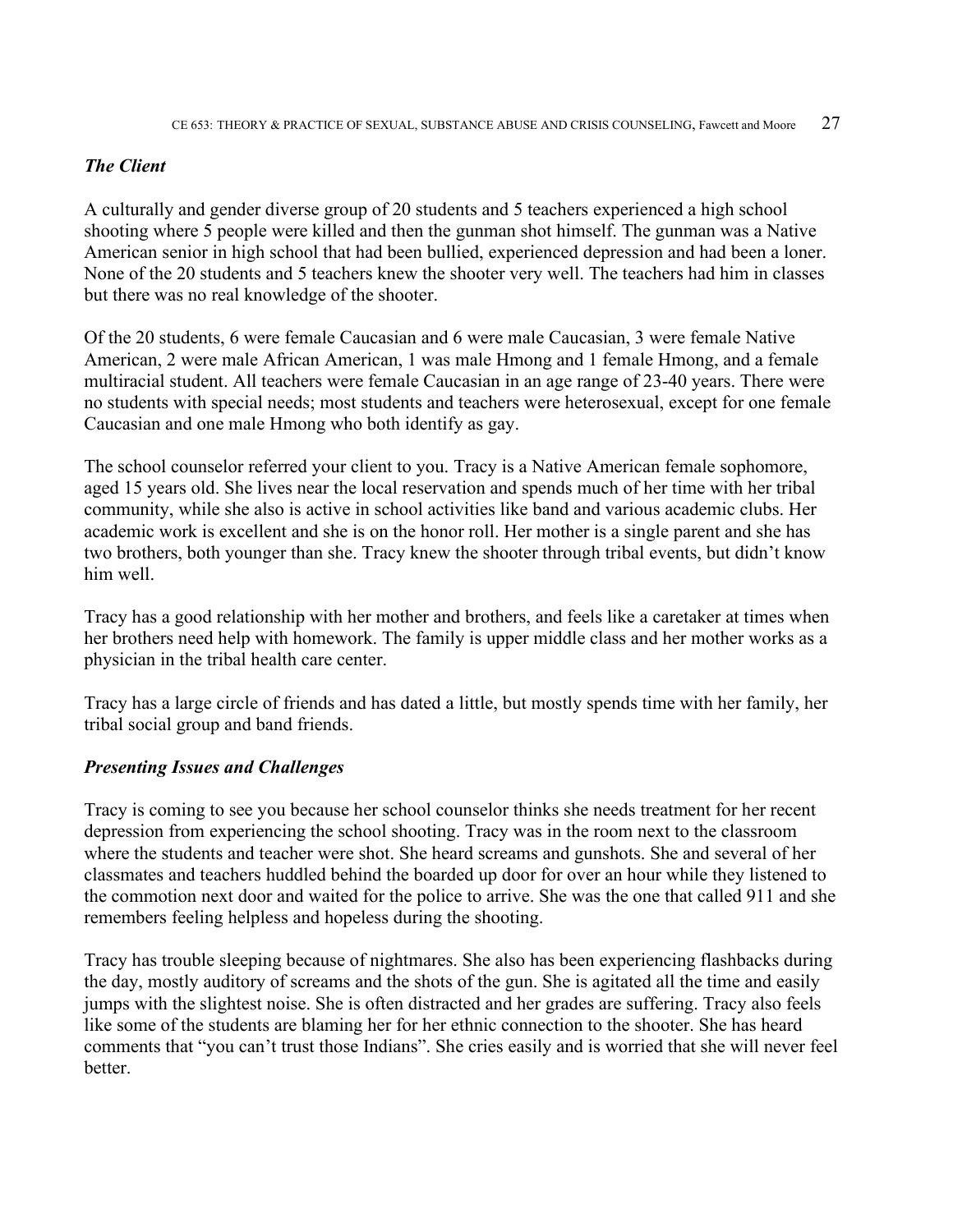### *The Client*

A culturally and gender diverse group of 20 students and 5 teachers experienced a high school shooting where 5 people were killed and then the gunman shot himself. The gunman was a Native American senior in high school that had been bullied, experienced depression and had been a loner. None of the 20 students and 5 teachers knew the shooter very well. The teachers had him in classes but there was no real knowledge of the shooter.

Of the 20 students, 6 were female Caucasian and 6 were male Caucasian, 3 were female Native American, 2 were male African American, 1 was male Hmong and 1 female Hmong, and a female multiracial student. All teachers were female Caucasian in an age range of 23-40 years. There were no students with special needs; most students and teachers were heterosexual, except for one female Caucasian and one male Hmong who both identify as gay.

The school counselor referred your client to you. Tracy is a Native American female sophomore, aged 15 years old. She lives near the local reservation and spends much of her time with her tribal community, while she also is active in school activities like band and various academic clubs. Her academic work is excellent and she is on the honor roll. Her mother is a single parent and she has two brothers, both younger than she. Tracy knew the shooter through tribal events, but didn't know him well.

Tracy has a good relationship with her mother and brothers, and feels like a caretaker at times when her brothers need help with homework. The family is upper middle class and her mother works as a physician in the tribal health care center.

Tracy has a large circle of friends and has dated a little, but mostly spends time with her family, her tribal social group and band friends.

### *Presenting Issues and Challenges*

Tracy is coming to see you because her school counselor thinks she needs treatment for her recent depression from experiencing the school shooting. Tracy was in the room next to the classroom where the students and teacher were shot. She heard screams and gunshots. She and several of her classmates and teachers huddled behind the boarded up door for over an hour while they listened to the commotion next door and waited for the police to arrive. She was the one that called 911 and she remembers feeling helpless and hopeless during the shooting.

Tracy has trouble sleeping because of nightmares. She also has been experiencing flashbacks during the day, mostly auditory of screams and the shots of the gun. She is agitated all the time and easily jumps with the slightest noise. She is often distracted and her grades are suffering. Tracy also feels like some of the students are blaming her for her ethnic connection to the shooter. She has heard comments that "you can't trust those Indians". She cries easily and is worried that she will never feel better.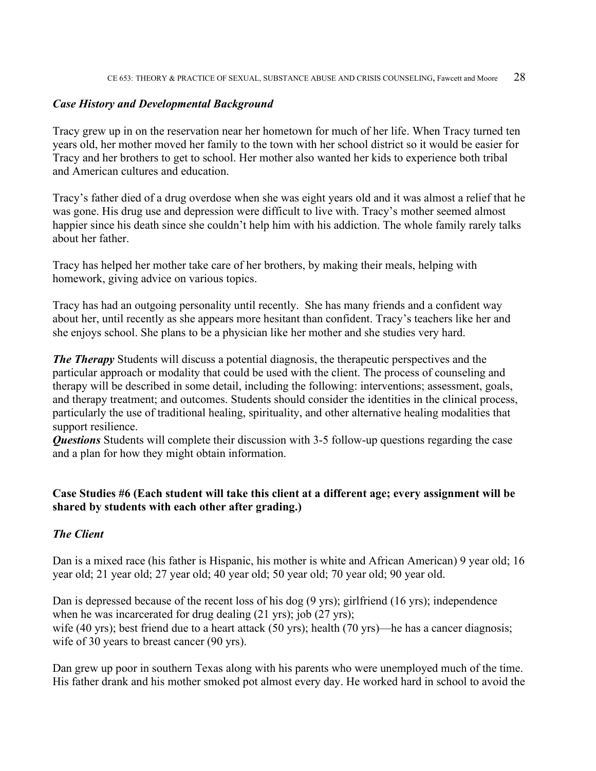### *Case History and Developmental Background*

Tracy grew up in on the reservation near her hometown for much of her life. When Tracy turned ten years old, her mother moved her family to the town with her school district so it would be easier for Tracy and her brothers to get to school. Her mother also wanted her kids to experience both tribal and American cultures and education.

Tracy's father died of a drug overdose when she was eight years old and it was almost a relief that he was gone. His drug use and depression were difficult to live with. Tracy's mother seemed almost happier since his death since she couldn't help him with his addiction. The whole family rarely talks about her father.

Tracy has helped her mother take care of her brothers, by making their meals, helping with homework, giving advice on various topics.

Tracy has had an outgoing personality until recently. She has many friends and a confident way about her, until recently as she appears more hesitant than confident. Tracy's teachers like her and she enjoys school. She plans to be a physician like her mother and she studies very hard.

***The Therapy*** Students will discuss a potential diagnosis, the therapeutic perspectives and the particular approach or modality that could be used with the client. The process of counseling and therapy will be described in some detail, including the following: interventions; assessment, goals, and therapy treatment; and outcomes. Students should consider the identities in the clinical process, particularly the use of traditional healing, spirituality, and other alternative healing modalities that support resilience.

***Questions*** Students will complete their discussion with 3-5 follow-up questions regarding the case and a plan for how they might obtain information.

## Case Studies #6 (Each student will take this client at a different age; every assignment will be shared by students with each other after grading.)

### *The Client*

Dan is a mixed race (his father is Hispanic, his mother is white and African American) 9 year old; 16 year old; 21 year old; 27 year old; 40 year old; 50 year old; 70 year old; 90 year old.

Dan is depressed because of the recent loss of his dog (9 yrs); girlfriend (16 yrs); independence when he was incarcerated for drug dealing (21 yrs); job (27 yrs);
wife (40 yrs); best friend due to a heart attack (50 yrs); health (70 yrs)—he has a cancer diagnosis; wife of 30 years to breast cancer (90 yrs).

Dan grew up poor in southern Texas along with his parents who were unemployed much of the time. His father drank and his mother smoked pot almost every day. He worked hard in school to avoid the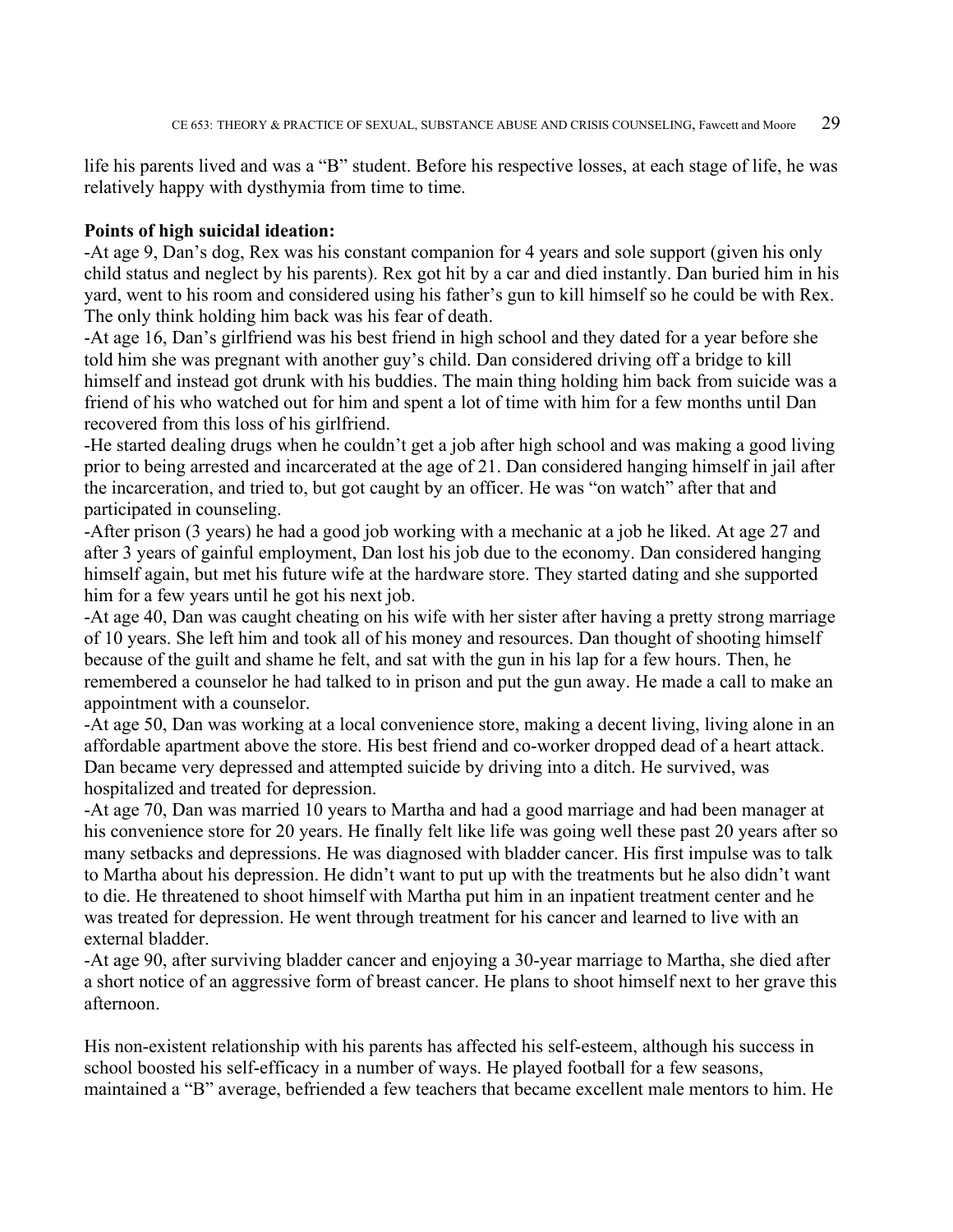life his parents lived and was a "B" student. Before his respective losses, at each stage of life, he was relatively happy with dysthymia from time to time.

**Points of high suicidal ideation:**

-At age 9, Dan's dog, Rex was his constant companion for 4 years and sole support (given his only child status and neglect by his parents). Rex got hit by a car and died instantly. Dan buried him in his yard, went to his room and considered using his father's gun to kill himself so he could be with Rex. The only think holding him back was his fear of death.

-At age 16, Dan's girlfriend was his best friend in high school and they dated for a year before she told him she was pregnant with another guy's child. Dan considered driving off a bridge to kill himself and instead got drunk with his buddies. The main thing holding him back from suicide was a friend of his who watched out for him and spent a lot of time with him for a few months until Dan recovered from this loss of his girlfriend.

-He started dealing drugs when he couldn't get a job after high school and was making a good living prior to being arrested and incarcerated at the age of 21. Dan considered hanging himself in jail after the incarceration, and tried to, but got caught by an officer. He was "on watch" after that and participated in counseling.

-After prison (3 years) he had a good job working with a mechanic at a job he liked. At age 27 and after 3 years of gainful employment, Dan lost his job due to the economy. Dan considered hanging himself again, but met his future wife at the hardware store. They started dating and she supported him for a few years until he got his next job.

-At age 40, Dan was caught cheating on his wife with her sister after having a pretty strong marriage of 10 years. She left him and took all of his money and resources. Dan thought of shooting himself because of the guilt and shame he felt, and sat with the gun in his lap for a few hours. Then, he remembered a counselor he had talked to in prison and put the gun away. He made a call to make an appointment with a counselor.

-At age 50, Dan was working at a local convenience store, making a decent living, living alone in an affordable apartment above the store. His best friend and co-worker dropped dead of a heart attack. Dan became very depressed and attempted suicide by driving into a ditch. He survived, was hospitalized and treated for depression.

-At age 70, Dan was married 10 years to Martha and had a good marriage and had been manager at his convenience store for 20 years. He finally felt like life was going well these past 20 years after so many setbacks and depressions. He was diagnosed with bladder cancer. His first impulse was to talk to Martha about his depression. He didn't want to put up with the treatments but he also didn't want to die. He threatened to shoot himself with Martha put him in an inpatient treatment center and he was treated for depression. He went through treatment for his cancer and learned to live with an external bladder.

-At age 90, after surviving bladder cancer and enjoying a 30-year marriage to Martha, she died after a short notice of an aggressive form of breast cancer. He plans to shoot himself next to her grave this afternoon.

His non-existent relationship with his parents has affected his self-esteem, although his success in school boosted his self-efficacy in a number of ways. He played football for a few seasons, maintained a "B" average, befriended a few teachers that became excellent male mentors to him. He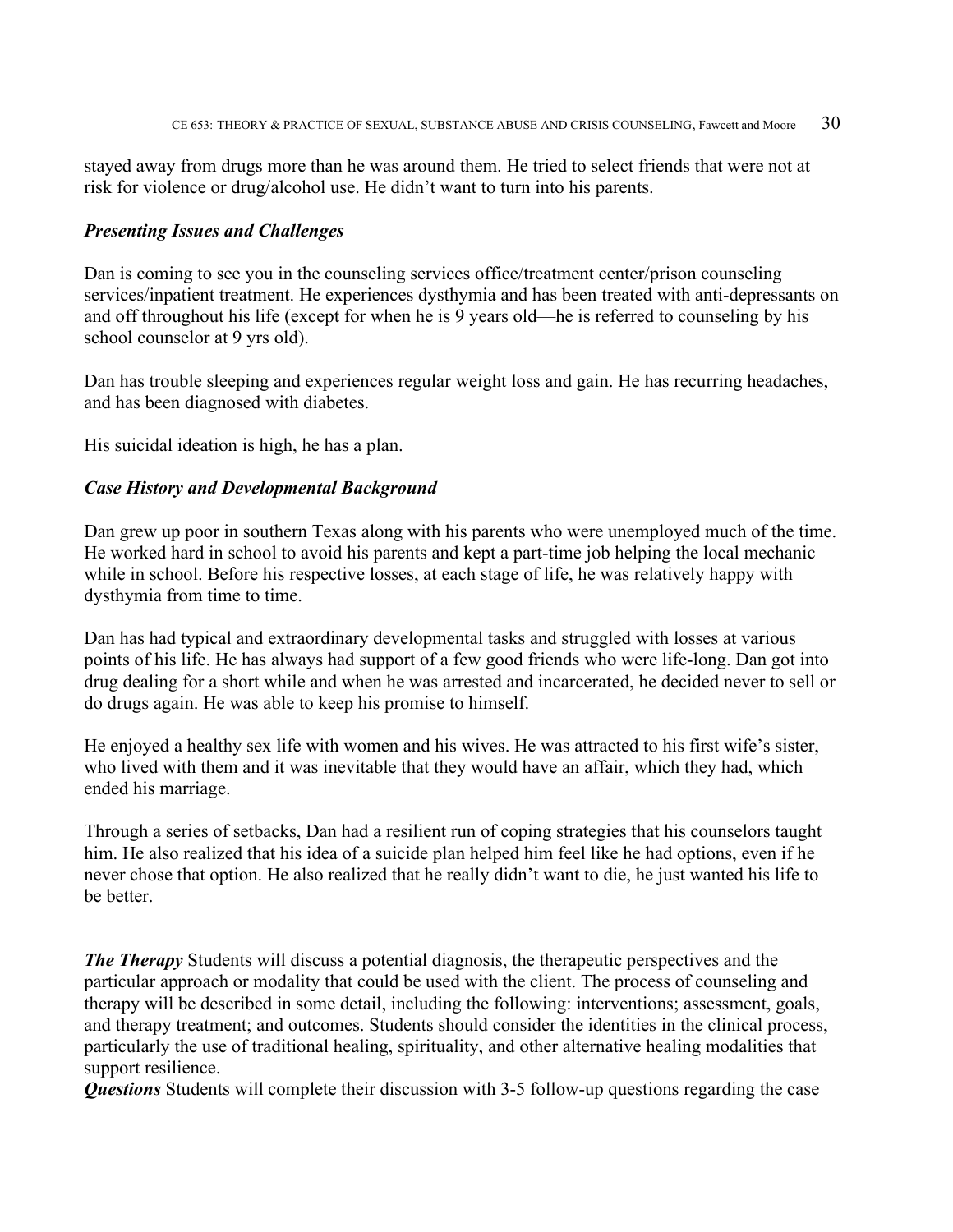stayed away from drugs more than he was around them. He tried to select friends that were not at risk for violence or drug/alcohol use. He didn't want to turn into his parents.

### *Presenting Issues and Challenges*

Dan is coming to see you in the counseling services office/treatment center/prison counseling services/inpatient treatment. He experiences dysthymia and has been treated with anti-depressants on and off throughout his life (except for when he is 9 years old—he is referred to counseling by his school counselor at 9 yrs old).

Dan has trouble sleeping and experiences regular weight loss and gain. He has recurring headaches, and has been diagnosed with diabetes.

His suicidal ideation is high, he has a plan.

### *Case History and Developmental Background*

Dan grew up poor in southern Texas along with his parents who were unemployed much of the time. He worked hard in school to avoid his parents and kept a part-time job helping the local mechanic while in school. Before his respective losses, at each stage of life, he was relatively happy with dysthymia from time to time.

Dan has had typical and extraordinary developmental tasks and struggled with losses at various points of his life. He has always had support of a few good friends who were life-long. Dan got into drug dealing for a short while and when he was arrested and incarcerated, he decided never to sell or do drugs again. He was able to keep his promise to himself.

He enjoyed a healthy sex life with women and his wives. He was attracted to his first wife's sister, who lived with them and it was inevitable that they would have an affair, which they had, which ended his marriage.

Through a series of setbacks, Dan had a resilient run of coping strategies that his counselors taught him. He also realized that his idea of a suicide plan helped him feel like he had options, even if he never chose that option. He also realized that he really didn't want to die, he just wanted his life to be better.

***The Therapy*** Students will discuss a potential diagnosis, the therapeutic perspectives and the particular approach or modality that could be used with the client. The process of counseling and therapy will be described in some detail, including the following: interventions; assessment, goals, and therapy treatment; and outcomes. Students should consider the identities in the clinical process, particularly the use of traditional healing, spirituality, and other alternative healing modalities that support resilience.

***Questions*** Students will complete their discussion with 3-5 follow-up questions regarding the case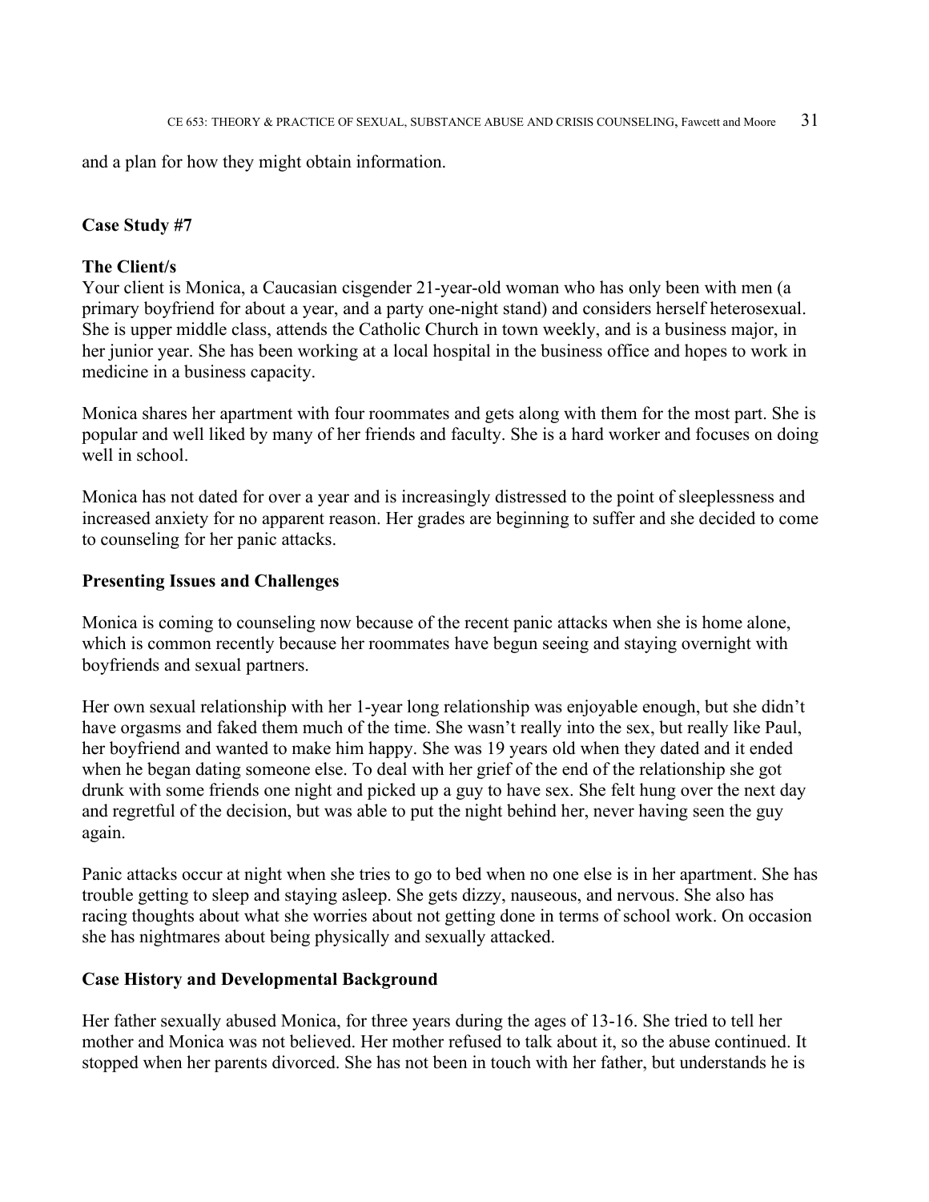and a plan for how they might obtain information.

**Case Study #7**

**The Client/s**

Your client is Monica, a Caucasian cisgender 21-year-old woman who has only been with men (a primary boyfriend for about a year, and a party one-night stand) and considers herself heterosexual. She is upper middle class, attends the Catholic Church in town weekly, and is a business major, in her junior year. She has been working at a local hospital in the business office and hopes to work in medicine in a business capacity.

Monica shares her apartment with four roommates and gets along with them for the most part. She is popular and well liked by many of her friends and faculty. She is a hard worker and focuses on doing well in school.

Monica has not dated for over a year and is increasingly distressed to the point of sleeplessness and increased anxiety for no apparent reason. Her grades are beginning to suffer and she decided to come to counseling for her panic attacks.

**Presenting Issues and Challenges**

Monica is coming to counseling now because of the recent panic attacks when she is home alone, which is common recently because her roommates have begun seeing and staying overnight with boyfriends and sexual partners.

Her own sexual relationship with her 1-year long relationship was enjoyable enough, but she didn't have orgasms and faked them much of the time. She wasn't really into the sex, but really like Paul, her boyfriend and wanted to make him happy. She was 19 years old when they dated and it ended when he began dating someone else. To deal with her grief of the end of the relationship she got drunk with some friends one night and picked up a guy to have sex. She felt hung over the next day and regretful of the decision, but was able to put the night behind her, never having seen the guy again.

Panic attacks occur at night when she tries to go to bed when no one else is in her apartment. She has trouble getting to sleep and staying asleep. She gets dizzy, nauseous, and nervous. She also has racing thoughts about what she worries about not getting done in terms of school work. On occasion she has nightmares about being physically and sexually attacked.

**Case History and Developmental Background**

Her father sexually abused Monica, for three years during the ages of 13-16. She tried to tell her mother and Monica was not believed. Her mother refused to talk about it, so the abuse continued. It stopped when her parents divorced. She has not been in touch with her father, but understands he is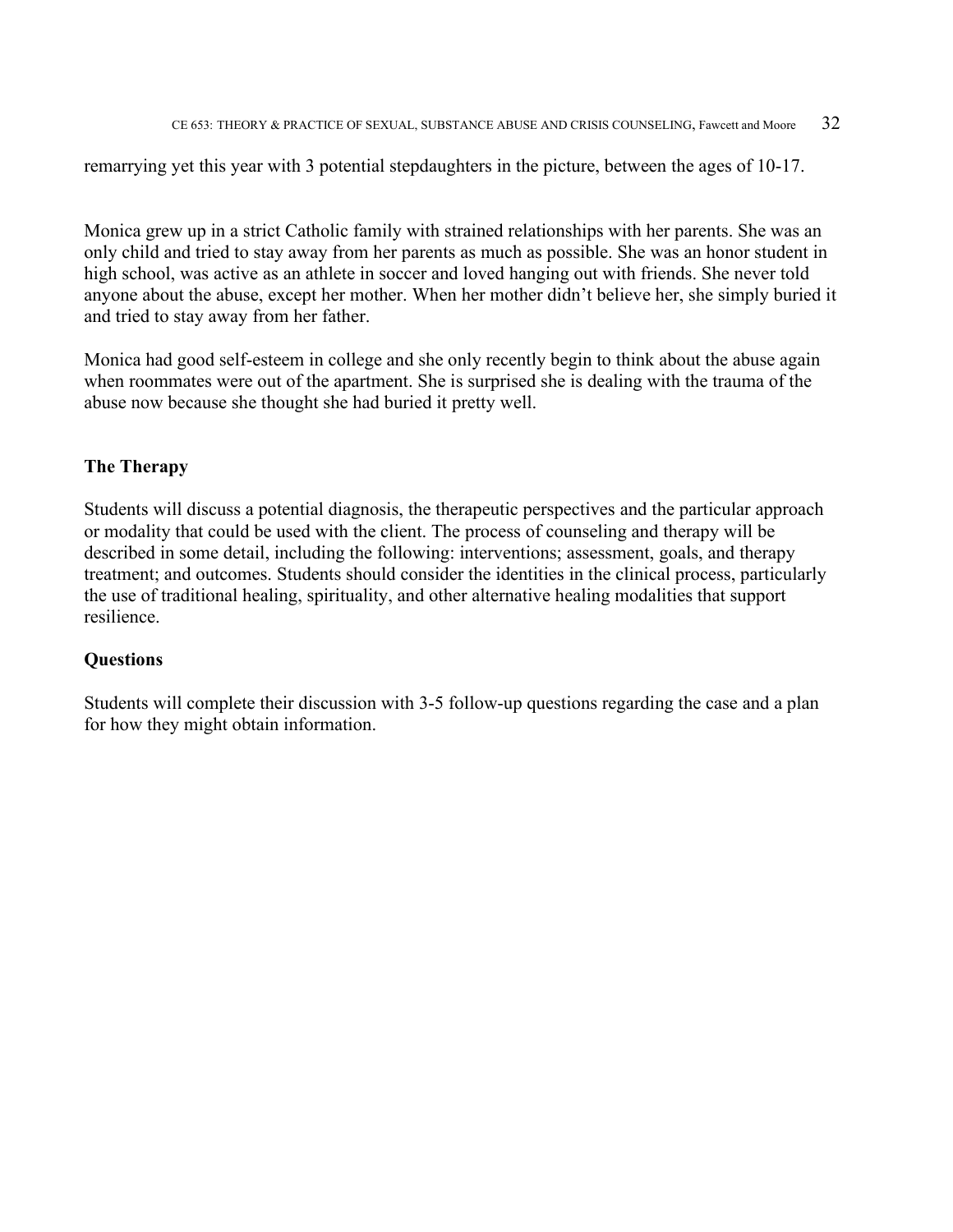remarrying yet this year with 3 potential stepdaughters in the picture, between the ages of 10-17.

Monica grew up in a strict Catholic family with strained relationships with her parents. She was an only child and tried to stay away from her parents as much as possible. She was an honor student in high school, was active as an athlete in soccer and loved hanging out with friends. She never told anyone about the abuse, except her mother. When her mother didn't believe her, she simply buried it and tried to stay away from her father.

Monica had good self-esteem in college and she only recently begin to think about the abuse again when roommates were out of the apartment. She is surprised she is dealing with the trauma of the abuse now because she thought she had buried it pretty well.

### The Therapy

Students will discuss a potential diagnosis, the therapeutic perspectives and the particular approach or modality that could be used with the client. The process of counseling and therapy will be described in some detail, including the following: interventions; assessment, goals, and therapy treatment; and outcomes. Students should consider the identities in the clinical process, particularly the use of traditional healing, spirituality, and other alternative healing modalities that support resilience.

### Questions

Students will complete their discussion with 3-5 follow-up questions regarding the case and a plan for how they might obtain information.